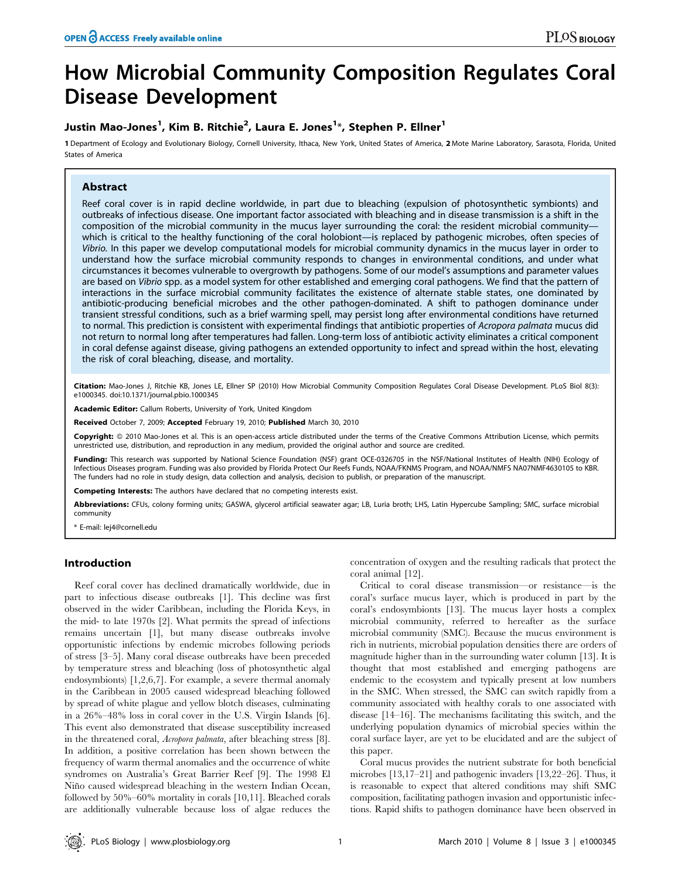# How Microbial Community Composition Regulates Coral Disease Development

**Justin Mao-Jones[1], Kim B. Ritchie[2], Laura E. Jones[1]*, Stephen P. Ellner[1]**

**1** Department of Ecology and Evolutionary Biology, Cornell University, Ithaca, New York, United States of America, **2** Mote Marine Laboratory, Sarasota, Florida, United States of America

## Abstract

Reef coral cover is in rapid decline worldwide, in part due to bleaching (expulsion of photosynthetic symbionts) and outbreaks of infectious disease. One important factor associated with bleaching and in disease transmission is a shift in the composition of the microbial community in the mucus layer surrounding the coral: the resident microbial community—which is critical to the healthy functioning of the coral holobiont—is replaced by pathogenic microbes, often species of *Vibrio*. In this paper we develop computational models for microbial community dynamics in the mucus layer in order to understand how the surface microbial community responds to changes in environmental conditions, and under what circumstances it becomes vulnerable to overgrowth by pathogens. Some of our model's assumptions and parameter values are based on *Vibrio* spp. as a model system for other established and emerging coral pathogens. We find that the pattern of interactions in the surface microbial community facilitates the existence of alternate stable states, one dominated by antibiotic-producing beneficial microbes and the other pathogen-dominated. A shift to pathogen dominance under transient stressful conditions, such as a brief warming spell, may persist long after environmental conditions have returned to normal. This prediction is consistent with experimental findings that antibiotic properties of *Acropora palmata* mucus did not return to normal long after temperatures had fallen. Long-term loss of antibiotic activity eliminates a critical component in coral defense against disease, giving pathogens an extended opportunity to infect and spread within the host, elevating the risk of coral bleaching, disease, and mortality.

**Citation:** Mao-Jones J, Ritchie KB, Jones LE, Ellner SP (2010) How Microbial Community Composition Regulates Coral Disease Development. PLoS Biol 8(3): e1000345. doi:10.1371/journal.pbio.1000345

**Academic Editor:** Callum Roberts, University of York, United Kingdom

**Received** October 7, 2009; **Accepted** February 19, 2010; **Published** March 30, 2010

**Copyright:** © 2010 Mao-Jones et al. This is an open-access article distributed under the terms of the Creative Commons Attribution License, which permits unrestricted use, distribution, and reproduction in any medium, provided the original author and source are credited.

**Funding:** This research was supported by National Science Foundation (NSF) grant OCE-0326705 in the NSF/National Institutes of Health (NIH) Ecology of Infectious Diseases program. Funding was also provided by Florida Protect Our Reefs Funds, NOAA/FKNMS Program, and NOAA/NMFS NA07NMF4630105 to KBR. The funders had no role in study design, data collection and analysis, decision to publish, or preparation of the manuscript.

**Competing Interests:** The authors have declared that no competing interests exist.

**Abbreviations:** CFUs, colony forming units; GASWA, glycerol artificial seawater agar; LB, Luria broth; LHS, Latin Hypercube Sampling; SMC, surface microbial community

* E-mail: lej4@cornell.edu

## Introduction

Reef coral cover has declined dramatically worldwide, due in part to infectious disease outbreaks [1]. This decline was first observed in the wider Caribbean, including the Florida Keys, in the mid- to late 1970s [2]. What permits the spread of infections remains uncertain [1], but many disease outbreaks involve opportunistic infections by endemic microbes following periods of stress [3–5]. Many coral disease outbreaks have been preceded by temperature stress and bleaching (loss of photosynthetic algal endosymbionts) [1,2,6,7]. For example, a severe thermal anomaly in the Caribbean in 2005 caused widespread bleaching followed by spread of white plague and yellow blotch diseases, culminating in a 26%–48% loss in coral cover in the U.S. Virgin Islands [6]. This event also demonstrated that disease susceptibility increased in the threatened coral, *Acropora palmata*, after bleaching stress [8]. In addition, a positive correlation has been shown between the frequency of warm thermal anomalies and the occurrence of white syndromes on Australia's Great Barrier Reef [9]. The 1998 El Niño caused widespread bleaching in the western Indian Ocean, followed by 50%–60% mortality in corals [10,11]. Bleached corals are additionally vulnerable because loss of algae reduces the concentration of oxygen and the resulting radicals that protect the coral animal [12].

Critical to coral disease transmission—or resistance—is the coral's surface mucus layer, which is produced in part by the coral's endosymbionts [13]. The mucus layer hosts a complex microbial community, referred to hereafter as the surface microbial community (SMC). Because the mucus environment is rich in nutrients, microbial population densities there are orders of magnitude higher than in the surrounding water column [13]. It is thought that most established and emerging pathogens are endemic to the ecosystem and typically present at low numbers in the SMC. When stressed, the SMC can switch rapidly from a community associated with healthy corals to one associated with disease [14–16]. The mechanisms facilitating this switch, and the underlying population dynamics of microbial species within the coral surface layer, are yet to be elucidated and are the subject of this paper.

Coral mucus provides the nutrient substrate for both beneficial microbes [13,17–21] and pathogenic invaders [13,22–26]. Thus, it is reasonable to expect that altered conditions may shift SMC composition, facilitating pathogen invasion and opportunistic infections. Rapid shifts to pathogen dominance have been observed in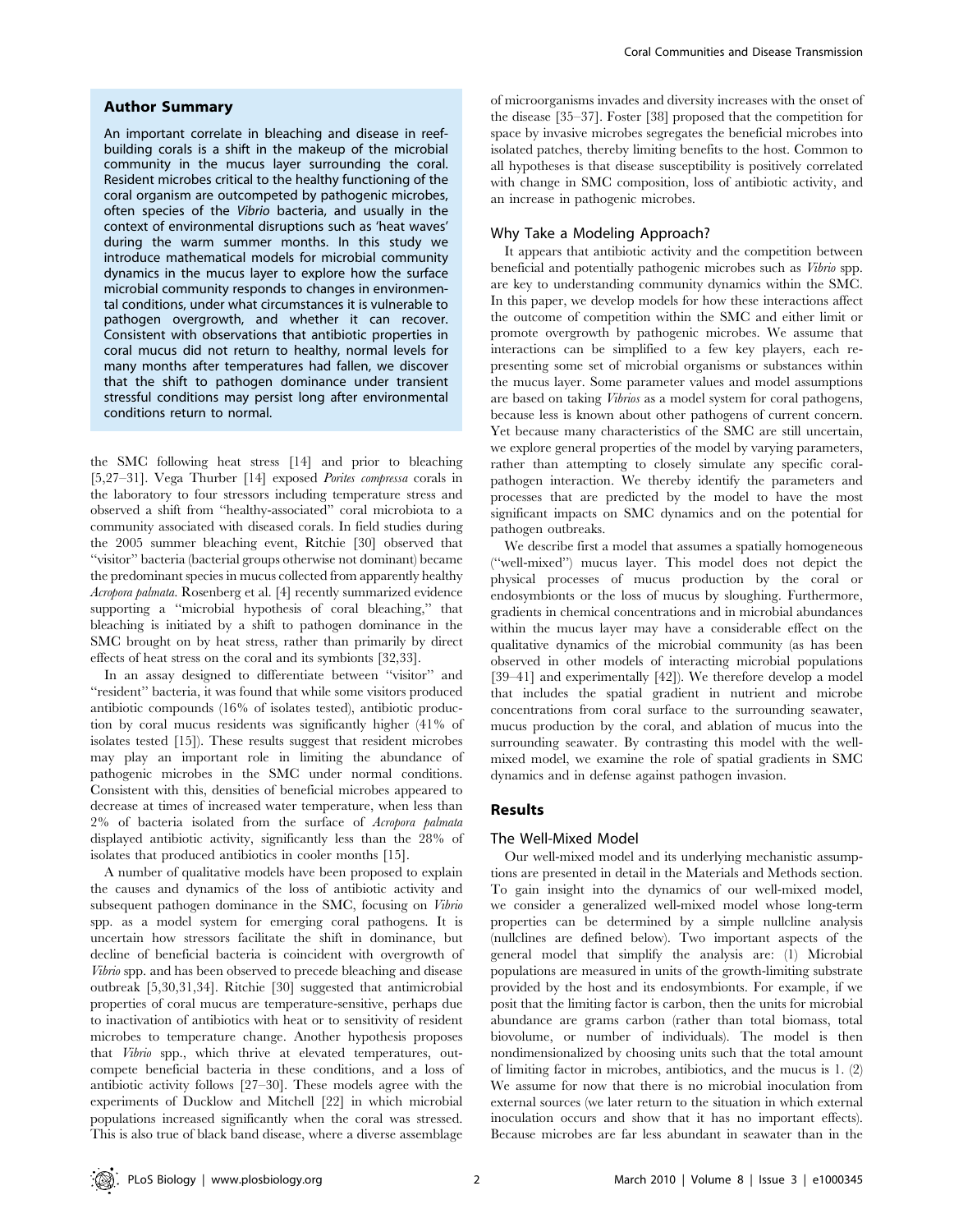## Author Summary

An important correlate in bleaching and disease in reef-building corals is a shift in the makeup of the microbial community in the mucus layer surrounding the coral. Resident microbes critical to the healthy functioning of the coral organism are outcompeted by pathogenic microbes, often species of the *Vibrio* bacteria, and usually in the context of environmental disruptions such as 'heat waves' during the warm summer months. In this study we introduce mathematical models for microbial community dynamics in the mucus layer to explore how the surface microbial community responds to changes in environmental conditions, under what circumstances it is vulnerable to pathogen overgrowth, and whether it can recover. Consistent with observations that antibiotic properties in coral mucus did not return to healthy, normal levels for many months after temperatures had fallen, we discover that the shift to pathogen dominance under transient stressful conditions may persist long after environmental conditions return to normal.

the SMC following heat stress [14] and prior to bleaching [5,27–31]. Vega Thurber [14] exposed *Porites compressa* corals in the laboratory to four stressors including temperature stress and observed a shift from "healthy-associated" coral microbiota to a community associated with diseased corals. In field studies during the 2005 summer bleaching event, Ritchie [30] observed that "visitor" bacteria (bacterial groups otherwise not dominant) became the predominant species in mucus collected from apparently healthy *Acropora palmata*. Rosenberg et al. [4] recently summarized evidence supporting a "microbial hypothesis of coral bleaching," that bleaching is initiated by a shift to pathogen dominance in the SMC brought on by heat stress, rather than primarily by direct effects of heat stress on the coral and its symbionts [32,33].

In an assay designed to differentiate between "visitor" and "resident" bacteria, it was found that while some visitors produced antibiotic compounds (16% of isolates tested), antibiotic production by coral mucus residents was significantly higher (41% of isolates tested [15]). These results suggest that resident microbes may play an important role in limiting the abundance of pathogenic microbes in the SMC under normal conditions. Consistent with this, densities of beneficial microbes appeared to decrease at times of increased water temperature, when less than 2% of bacteria isolated from the surface of *Acropora palmata* displayed antibiotic activity, significantly less than the 28% of isolates that produced antibiotics in cooler months [15].

A number of qualitative models have been proposed to explain the causes and dynamics of the loss of antibiotic activity and subsequent pathogen dominance in the SMC, focusing on *Vibrio* spp. as a model system for emerging coral pathogens. It is uncertain how stressors facilitate the shift in dominance, but decline of beneficial bacteria is coincident with overgrowth of *Vibrio* spp. and has been observed to precede bleaching and disease outbreak [5,30,31,34]. Ritchie [30] suggested that antimicrobial properties of coral mucus are temperature-sensitive, perhaps due to inactivation of antibiotics with heat or to sensitivity of resident microbes to temperature change. Another hypothesis proposes that *Vibrio* spp., which thrive at elevated temperatures, outcompete beneficial bacteria in these conditions, and a loss of antibiotic activity follows [27–30]. These models agree with the experiments of Ducklow and Mitchell [22] in which microbial populations increased significantly when the coral was stressed. This is also true of black band disease, where a diverse assemblage of microorganisms invades and diversity increases with the onset of the disease [35–37]. Foster [38] proposed that the competition for space by invasive microbes segregates the beneficial microbes into isolated patches, thereby limiting benefits to the host. Common to all hypotheses is that disease susceptibility is positively correlated with change in SMC composition, loss of antibiotic activity, and an increase in pathogenic microbes.

### Why Take a Modeling Approach?

It appears that antibiotic activity and the competition between beneficial and potentially pathogenic microbes such as *Vibrio* spp. are key to understanding community dynamics within the SMC. In this paper, we develop models for how these interactions affect the outcome of competition within the SMC and either limit or promote overgrowth by pathogenic microbes. We assume that interactions can be simplified to a few key players, each representing some set of microbial organisms or substances within the mucus layer. Some parameter values and model assumptions are based on taking *Vibrios* as a model system for coral pathogens, because less is known about other pathogens of current concern. Yet because many characteristics of the SMC are still uncertain, we explore general properties of the model by varying parameters, rather than attempting to closely simulate any specific coral-pathogen interaction. We thereby identify the parameters and processes that are predicted by the model to have the most significant impacts on SMC dynamics and on the potential for pathogen outbreaks.

We describe first a model that assumes a spatially homogeneous ("well-mixed") mucus layer. This model does not depict the physical processes of mucus production by the coral or endosymbionts or the loss of mucus by sloughing. Furthermore, gradients in chemical concentrations and in microbial abundances within the mucus layer may have a considerable effect on the qualitative dynamics of the microbial community (as has been observed in other models of interacting microbial populations [39–41] and experimentally [42]). We therefore develop a model that includes the spatial gradient in nutrient and microbe concentrations from coral surface to the surrounding seawater, mucus production by the coral, and ablation of mucus into the surrounding seawater. By contrasting this model with the well-mixed model, we examine the role of spatial gradients in SMC dynamics and in defense against pathogen invasion.

## Results

### The Well-Mixed Model

Our well-mixed model and its underlying mechanistic assumptions are presented in detail in the Materials and Methods section. To gain insight into the dynamics of our well-mixed model, we consider a generalized well-mixed model whose long-term properties can be determined by a simple nullcline analysis (nullclines are defined below). Two important aspects of the general model that simplify the analysis are: (1) Microbial populations are measured in units of the growth-limiting substrate provided by the host and its endosymbionts. For example, if we posit that the limiting factor is carbon, then the units for microbial abundance are grams carbon (rather than total biomass, total biovolume, or number of individuals). The model is then nondimensionalized by choosing units such that the total amount of limiting factor in microbes, antibiotics, and the mucus is 1. (2) We assume for now that there is no microbial inoculation from external sources (we later return to the situation in which external inoculation occurs and show that it has no important effects). Because microbes are far less abundant in seawater than in the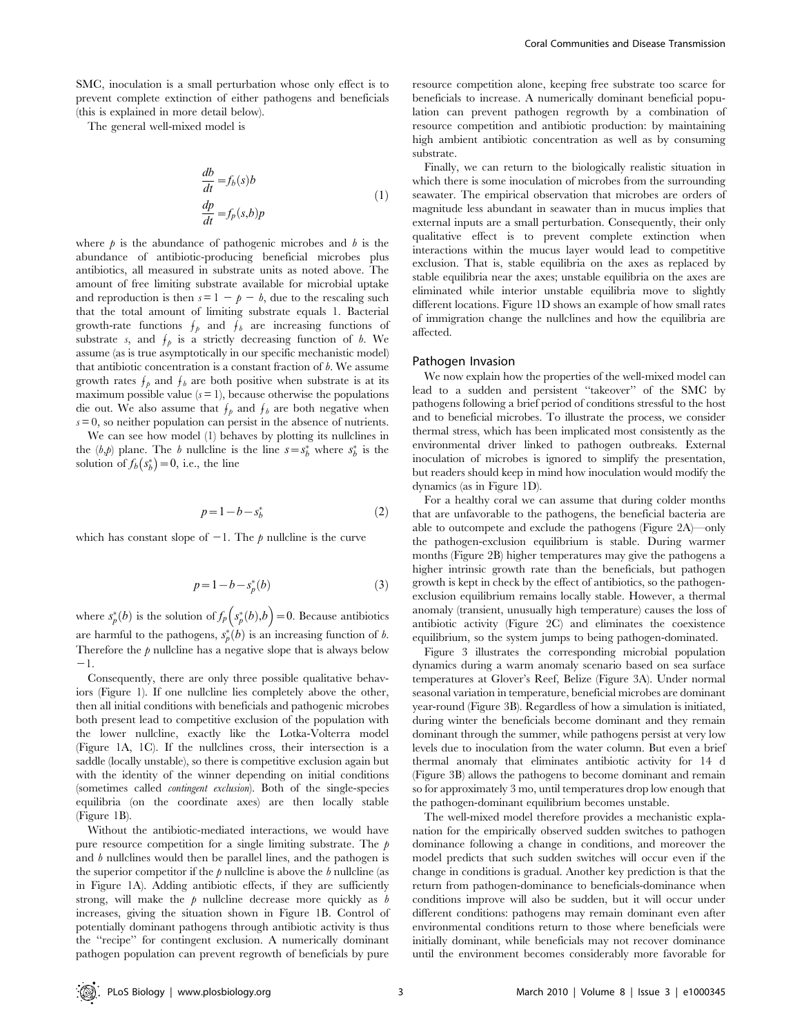SMC, inoculation is a small perturbation whose only effect is to prevent complete extinction of either pathogens and beneficials (this is explained in more detail below).

The general well-mixed model is

$$\frac{db}{dt} = f_b(s)b$$
$$\frac{dp}{dt} = f_p(s,b)p \tag{1}$$

where $p$ is the abundance of pathogenic microbes and $b$ is the abundance of antibiotic-producing beneficial microbes plus antibiotics, all measured in substrate units as noted above. The amount of free limiting substrate available for microbial uptake and reproduction is then $s = 1 - p - b$, due to the rescaling such that the total amount of limiting substrate equals 1. Bacterial growth-rate functions $f_p$ and $f_b$ are increasing functions of substrate $s$, and $f_p$ is a strictly decreasing function of $b$. We assume (as is true asymptotically in our specific mechanistic model) that antibiotic concentration is a constant fraction of $b$. We assume growth rates $f_p$ and $f_b$ are both positive when substrate is at its maximum possible value ($s = 1$), because otherwise the populations die out. We also assume that $f_p$ and $f_b$ are both negative when $s = 0$, so neither population can persist in the absence of nutrients.

We can see how model (1) behaves by plotting its nullclines in the $(b,p)$ plane. The $b$ nullcline is the line $s = s_b^*$ where $s_b^*$ is the solution of $f_b(s_b^*) = 0$, i.e., the line

$$p = 1 - b - s_b^* \tag{2}$$

which has constant slope of $-1$. The $p$ nullcline is the curve

$$p = 1 - b - s_p^*(b) \tag{3}$$

where $s_p^*(b)$ is the solution of $f_p\left(s_p^*(b), b\right) = 0$. Because antibiotics are harmful to the pathogens, $s_p^*(b)$ is an increasing function of $b$. Therefore the $p$ nullcline has a negative slope that is always below $-1$.

Consequently, there are only three possible qualitative behaviors (Figure 1). If one nullcline lies completely above the other, then all initial conditions with beneficials and pathogenic microbes both present lead to competitive exclusion of the population with the lower nullcline, exactly like the Lotka-Volterra model (Figure 1A, 1C). If the nullclines cross, their intersection is a saddle (locally unstable), so there is competitive exclusion again but with the identity of the winner depending on initial conditions (sometimes called *contingent exclusion*). Both of the single-species equilibria (on the coordinate axes) are then locally stable (Figure 1B).

Without the antibiotic-mediated interactions, we would have pure resource competition for a single limiting substrate. The $p$ and $b$ nullclines would then be parallel lines, and the pathogen is the superior competitor if the $p$ nullcline is above the $b$ nullcline (as in Figure 1A). Adding antibiotic effects, if they are sufficiently strong, will make the $p$ nullcline decrease more quickly as $b$ increases, giving the situation shown in Figure 1B. Control of potentially dominant pathogens through antibiotic activity is thus the "recipe" for contingent exclusion. A numerically dominant pathogen population can prevent regrowth of beneficials by pure resource competition alone, keeping free substrate too scarce for beneficials to increase. A numerically dominant beneficial population can prevent pathogen regrowth by a combination of resource competition and antibiotic production: by maintaining high ambient antibiotic concentration as well as by consuming substrate.

Finally, we can return to the biologically realistic situation in which there is some inoculation of microbes from the surrounding seawater. The empirical observation that microbes are orders of magnitude less abundant in seawater than in mucus implies that external inputs are a small perturbation. Consequently, their only qualitative effect is to prevent complete extinction when interactions within the mucus layer would lead to competitive exclusion. That is, stable equilibria on the axes as replaced by stable equilibria near the axes; unstable equilibria on the axes are eliminated while interior unstable equilibria move to slightly different locations. Figure 1D shows an example of how small rates of immigration change the nullclines and how the equilibria are affected.

## Pathogen Invasion

We now explain how the properties of the well-mixed model can lead to a sudden and persistent "takeover" of the SMC by pathogens following a brief period of conditions stressful to the host and to beneficial microbes. To illustrate the process, we consider thermal stress, which has been implicated most consistently as the environmental driver linked to pathogen outbreaks. External inoculation of microbes is ignored to simplify the presentation, but readers should keep in mind how inoculation would modify the dynamics (as in Figure 1D).

For a healthy coral we can assume that during colder months that are unfavorable to the pathogens, the beneficial bacteria are able to outcompete and exclude the pathogens (Figure 2A)—only the pathogen-exclusion equilibrium is stable. During warmer months (Figure 2B) higher temperatures may give the pathogens a higher intrinsic growth rate than the beneficials, but pathogen growth is kept in check by the effect of antibiotics, so the pathogen-exclusion equilibrium remains locally stable. However, a thermal anomaly (transient, unusually high temperature) causes the loss of antibiotic activity (Figure 2C) and eliminates the coexistence equilibrium, so the system jumps to being pathogen-dominated.

Figure 3 illustrates the corresponding microbial population dynamics during a warm anomaly scenario based on sea surface temperatures at Glover's Reef, Belize (Figure 3A). Under normal seasonal variation in temperature, beneficial microbes are dominant year-round (Figure 3B). Regardless of how a simulation is initiated, during winter the beneficials become dominant and they remain dominant through the summer, while pathogens persist at very low levels due to inoculation from the water column. But even a brief thermal anomaly that eliminates antibiotic activity for 14 d (Figure 3B) allows the pathogens to become dominant and remain so for approximately 3 mo, until temperatures drop low enough that the pathogen-dominant equilibrium becomes unstable.

The well-mixed model therefore provides a mechanistic explanation for the empirically observed sudden switches to pathogen dominance following a change in conditions, and moreover the model predicts that such sudden switches will occur even if the change in conditions is gradual. Another key prediction is that the return from pathogen-dominance to beneficials-dominance when conditions improve will also be sudden, but it will occur under different conditions: pathogens may remain dominant even after environmental conditions return to those where beneficials were initially dominant, while beneficials may not recover dominance until the environment becomes considerably more favorable for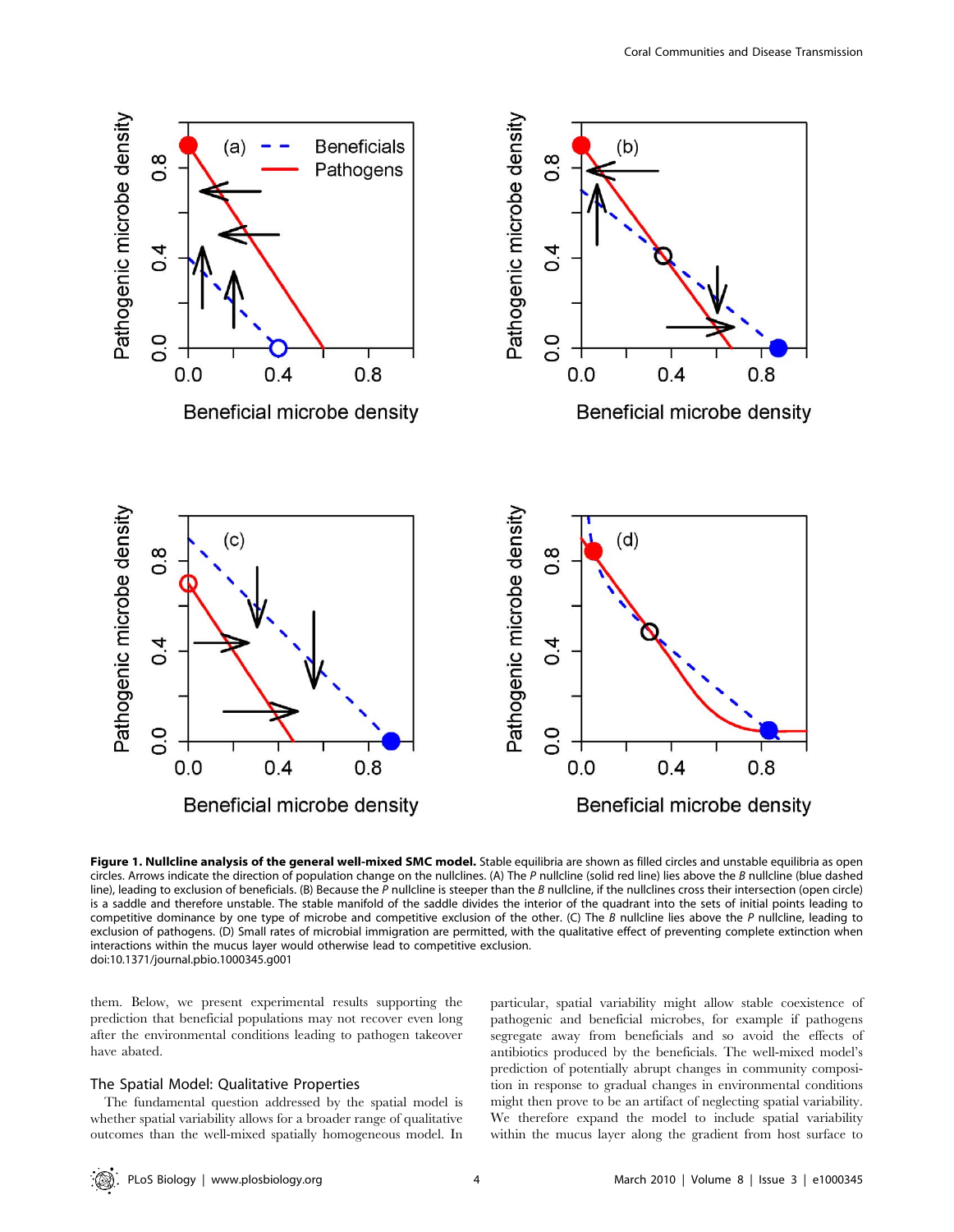**Figure 1. Nullcline analysis of the general well-mixed SMC model.** Stable equilibria are shown as filled circles and unstable equilibria as open circles. Arrows indicate the direction of population change on the nullclines. (A) The $P$ nullcline (solid red line) lies above the $B$ nullcline (blue dashed line), leading to exclusion of beneficials. (B) Because the $P$ nullcline is steeper than the $B$ nullcline, if the nullclines cross their intersection (open circle) is a saddle and therefore unstable. The stable manifold of the saddle divides the interior of the quadrant into the sets of initial points leading to competitive dominance by one type of microbe and competitive exclusion of the other. (C) The $B$ nullcline lies above the $P$ nullcline, leading to exclusion of pathogens. (D) Small rates of microbial immigration are permitted, with the qualitative effect of preventing complete extinction when interactions within the mucus layer would otherwise lead to competitive exclusion.
doi:10.1371/journal.pbio.1000345.g001

them. Below, we present experimental results supporting the prediction that beneficial populations may not recover even long after the environmental conditions leading to pathogen takeover have abated.

### The Spatial Model: Qualitative Properties

The fundamental question addressed by the spatial model is whether spatial variability allows for a broader range of qualitative outcomes than the well-mixed spatially homogeneous model. In particular, spatial variability might allow stable coexistence of pathogenic and beneficial microbes, for example if pathogens segregate away from beneficials and so avoid the effects of antibiotics produced by the beneficials. The well-mixed model's prediction of potentially abrupt changes in community composition in response to gradual changes in environmental conditions might then prove to be an artifact of neglecting spatial variability. We therefore expand the model to include spatial variability within the mucus layer along the gradient from host surface to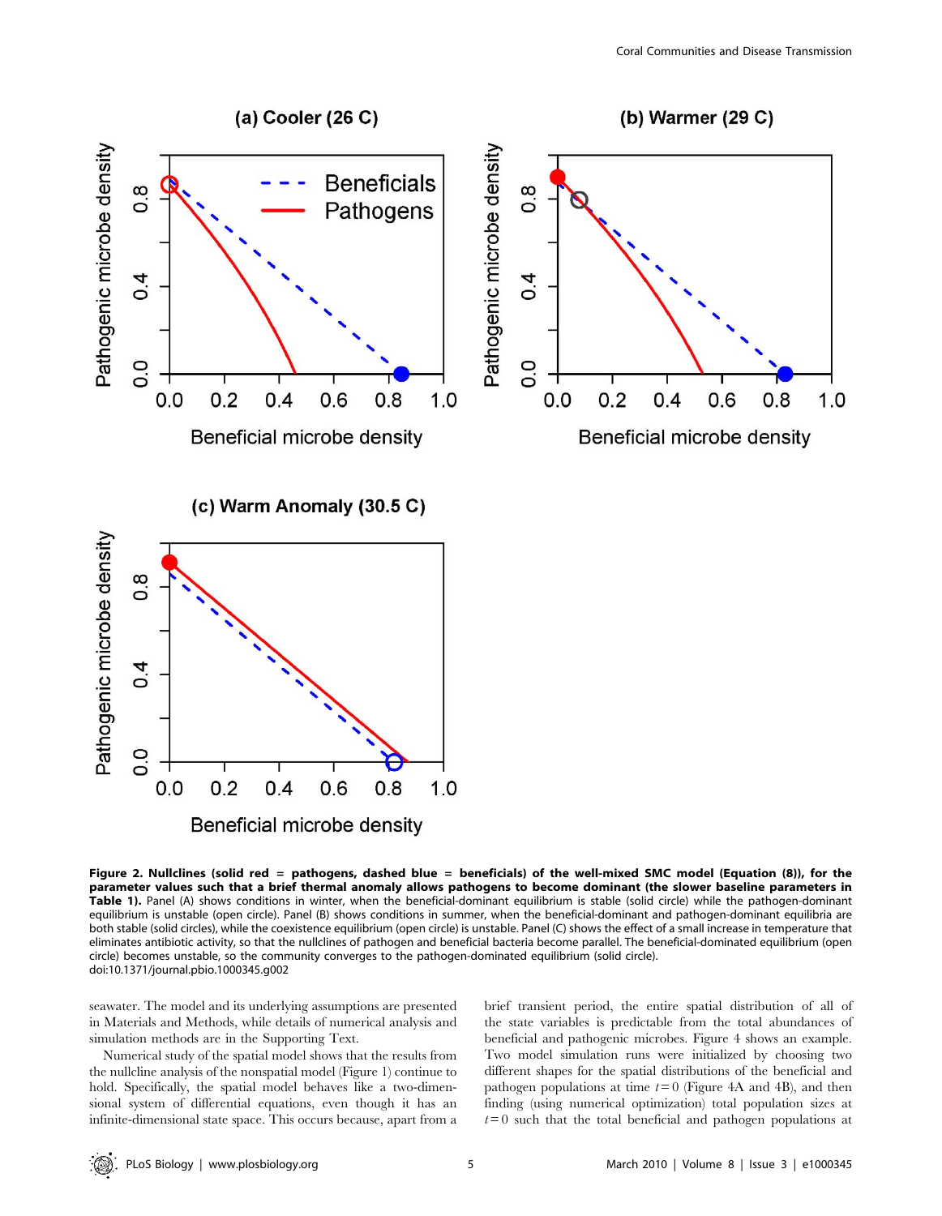**Figure 2. Nullclines (solid red = pathogens, dashed blue = beneficials) of the well-mixed SMC model (Equation (8)), for the parameter values such that a brief thermal anomaly allows pathogens to become dominant (the slower baseline parameters in Table 1).** Panel (A) shows conditions in winter, when the beneficial-dominant equilibrium is stable (solid circle) while the pathogen-dominant equilibrium is unstable (open circle). Panel (B) shows conditions in summer, when the beneficial-dominant and pathogen-dominant equilibria are both stable (solid circles), while the coexistence equilibrium (open circle) is unstable. Panel (C) shows the effect of a small increase in temperature that eliminates antibiotic activity, so that the nullclines of pathogen and beneficial bacteria become parallel. The beneficial-dominated equilibrium (open circle) becomes unstable, so the community converges to the pathogen-dominated equilibrium (solid circle).
doi:10.1371/journal.pbio.1000345.g002

seawater. The model and its underlying assumptions are presented in Materials and Methods, while details of numerical analysis and simulation methods are in the Supporting Text.

Numerical study of the spatial model shows that the results from the nullcline analysis of the nonspatial model (Figure 1) continue to hold. Specifically, the spatial model behaves like a two-dimensional system of differential equations, even though it has an infinite-dimensional state space. This occurs because, apart from a brief transient period, the entire spatial distribution of all of the state variables is predictable from the total abundances of beneficial and pathogenic microbes. Figure 4 shows an example. Two model simulation runs were initialized by choosing two different shapes for the spatial distributions of the beneficial and pathogen populations at time $t = 0$ (Figure 4A and 4B), and then finding (using numerical optimization) total population sizes at $t = 0$ such that the total beneficial and pathogen populations at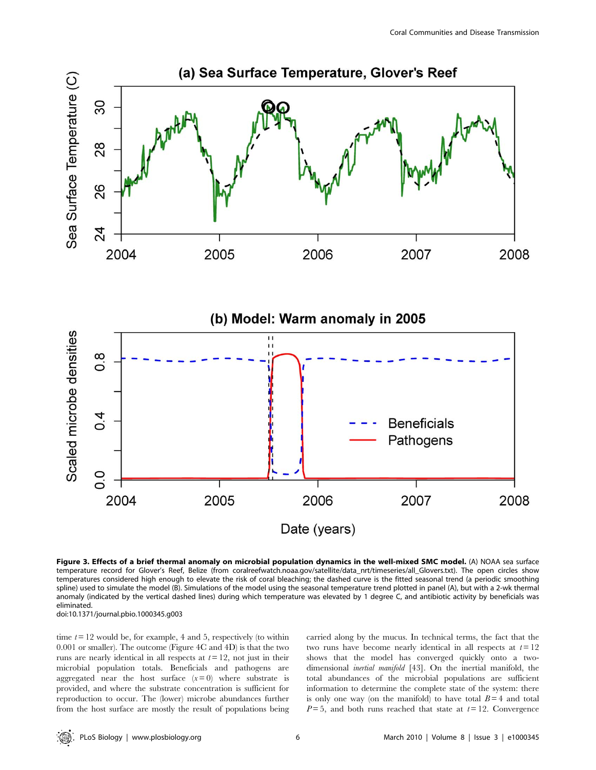**Figure 3. Effects of a brief thermal anomaly on microbial population dynamics in the well-mixed SMC model.** (A) NOAA sea surface temperature record for Glover's Reef, Belize (from coralreefwatch.noaa.gov/satellite/data_nrt/timeseries/all_Glovers.txt). The open circles show temperatures considered high enough to elevate the risk of coral bleaching; the dashed curve is the fitted seasonal trend (a periodic smoothing spline) used to simulate the model (B). Simulations of the model using the seasonal temperature trend plotted in panel (A), but with a 2-wk thermal anomaly (indicated by the vertical dashed lines) during which temperature was elevated by 1 degree C, and antibiotic activity by beneficials was eliminated.

doi:10.1371/journal.pbio.1000345.g003

time $t = 12$ would be, for example, 4 and 5, respectively (to within 0.001 or smaller). The outcome (Figure 4C and 4D) is that the two runs are nearly identical in all respects at $t = 12$, not just in their microbial population totals. Beneficials and pathogens are aggregated near the host surface ($x = 0$) where substrate is provided, and where the substrate concentration is sufficient for reproduction to occur. The (lower) microbe abundances further from the host surface are mostly the result of populations being carried along by the mucus. In technical terms, the fact that the two runs have become nearly identical in all respects at $t = 12$ shows that the model has converged quickly onto a two-dimensional *inertial manifold* [43]. On the inertial manifold, the total abundances of the microbial populations are sufficient information to determine the complete state of the system: there is only one way (on the manifold) to have total $B = 4$ and total $P = 5$, and both runs reached that state at $t = 12$. Convergence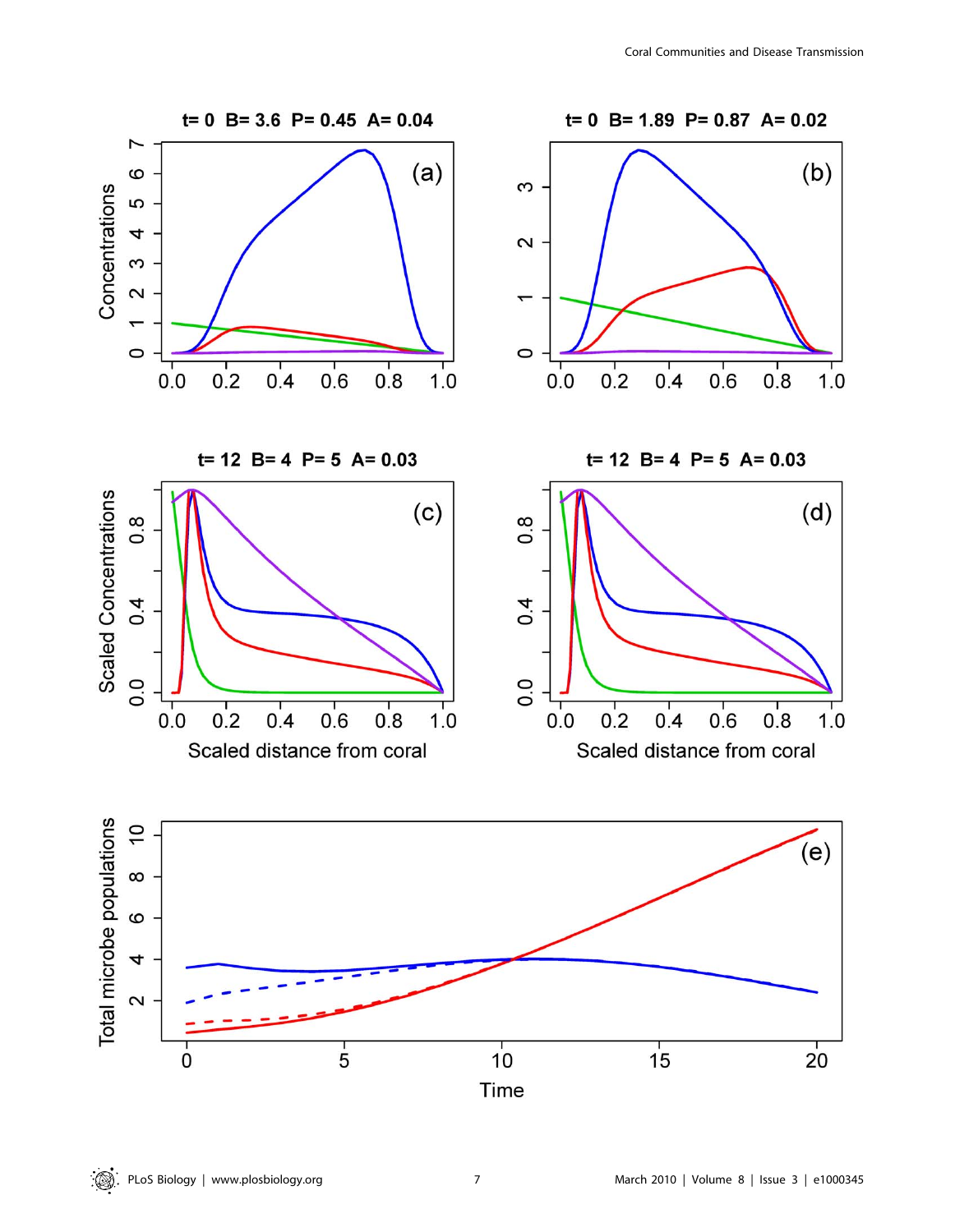t= 0  B= 3.6  P= 0.45  A= 0.04

(a)

Concentrations

t= 0  B= 1.89  P= 0.87  A= 0.02

(b)

t= 12  B= 4  P= 5  A= 0.03

(c)

Scaled Concentrations

Scaled distance from coral

t= 12  B= 4  P= 5  A= 0.03

(d)

Scaled distance from coral

(e)

Total microbe populations

Time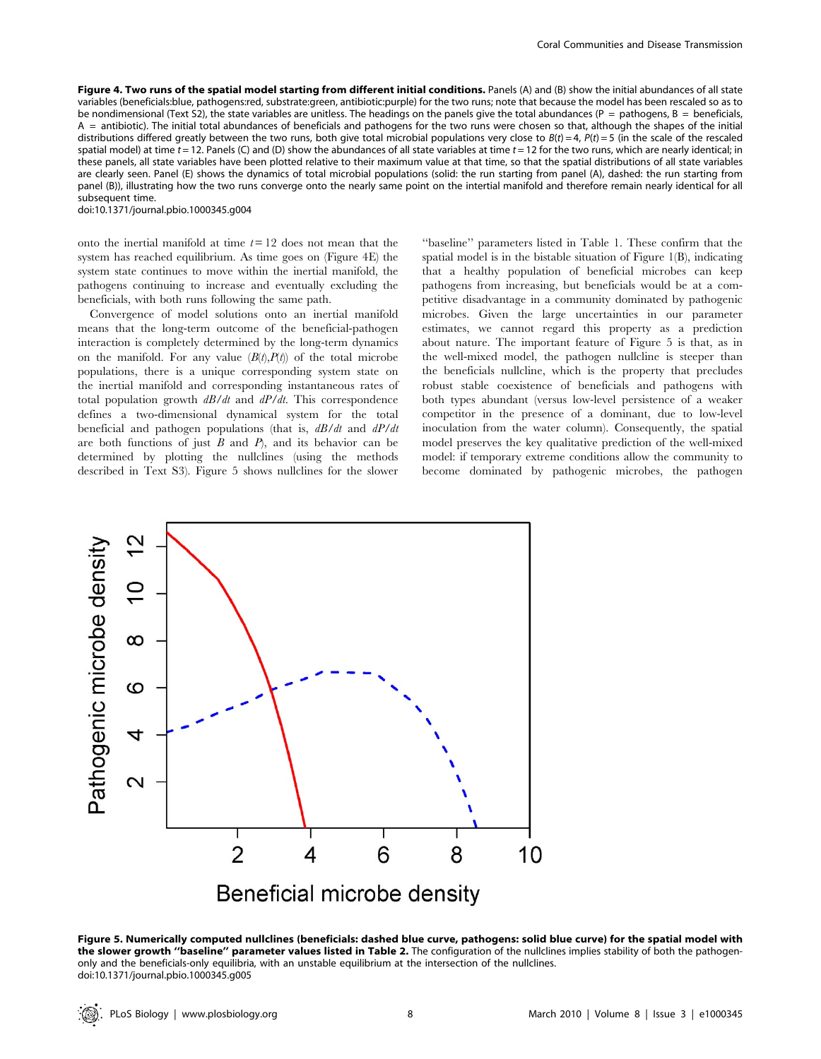**Figure 4. Two runs of the spatial model starting from different initial conditions.** Panels (A) and (B) show the initial abundances of all state variables (beneficials:blue, pathogens:red, substrate:green, antibiotic:purple) for the two runs; note that because the model has been rescaled so as to be nondimensional (Text S2), the state variables are unitless. The headings on the panels give the total abundances (P = pathogens, B = beneficials, A = antibiotic). The initial total abundances of beneficials and pathogens for the two runs were chosen so that, although the shapes of the initial distributions differed greatly between the two runs, both give total microbial populations very close to $B(t) = 4$, $P(t) = 5$ (in the scale of the rescaled spatial model) at time $t = 12$. Panels (C) and (D) show the abundances of all state variables at time $t = 12$ for the two runs, which are nearly identical; in these panels, all state variables have been plotted relative to their maximum value at that time, so that the spatial distributions of all state variables are clearly seen. Panel (E) shows the dynamics of total microbial populations (solid: the run starting from panel (A), dashed: the run starting from panel (B)), illustrating how the two runs converge onto the nearly same point on the intertial manifold and therefore remain nearly identical for all subsequent time.
doi:10.1371/journal.pbio.1000345.g004

onto the inertial manifold at time $t = 12$ does not mean that the system has reached equilibrium. As time goes on (Figure 4E) the system state continues to move within the inertial manifold, the pathogens continuing to increase and eventually excluding the beneficials, with both runs following the same path.

Convergence of model solutions onto an inertial manifold means that the long-term outcome of the beneficial-pathogen interaction is completely determined by the long-term dynamics on the manifold. For any value $(B(t),P(t))$ of the total microbe populations, there is a unique corresponding system state on the inertial manifold and corresponding instantaneous rates of total population growth $dB/dt$ and $dP/dt$. This correspondence defines a two-dimensional dynamical system for the total beneficial and pathogen populations (that is, $dB/dt$ and $dP/dt$ are both functions of just $B$ and $P$), and its behavior can be determined by plotting the nullclines (using the methods described in Text S3). Figure 5 shows nullclines for the slower "baseline" parameters listed in Table 1. These confirm that the spatial model is in the bistable situation of Figure 1(B), indicating that a healthy population of beneficial microbes can keep pathogens from increasing, but beneficials would be at a competitive disadvantage in a community dominated by pathogenic microbes. Given the large uncertainties in our parameter estimates, we cannot regard this property as a prediction about nature. The important feature of Figure 5 is that, as in the well-mixed model, the pathogen nullcline is steeper than the beneficials nullcline, which is the property that precludes robust stable coexistence of beneficials and pathogens with both types abundant (versus low-level persistence of a weaker competitor in the presence of a dominant, due to low-level inoculation from the water column). Consequently, the spatial model preserves the key qualitative prediction of the well-mixed model: if temporary extreme conditions allow the community to become dominated by pathogenic microbes, the pathogen

**Figure 5. Numerically computed nullclines (beneficials: dashed blue curve, pathogens: solid blue curve) for the spatial model with the slower growth "baseline" parameter values listed in Table 2.** The configuration of the nullclines implies stability of both the pathogen-only and the beneficials-only equilibria, with an unstable equilibrium at the intersection of the nullclines.
doi:10.1371/journal.pbio.1000345.g005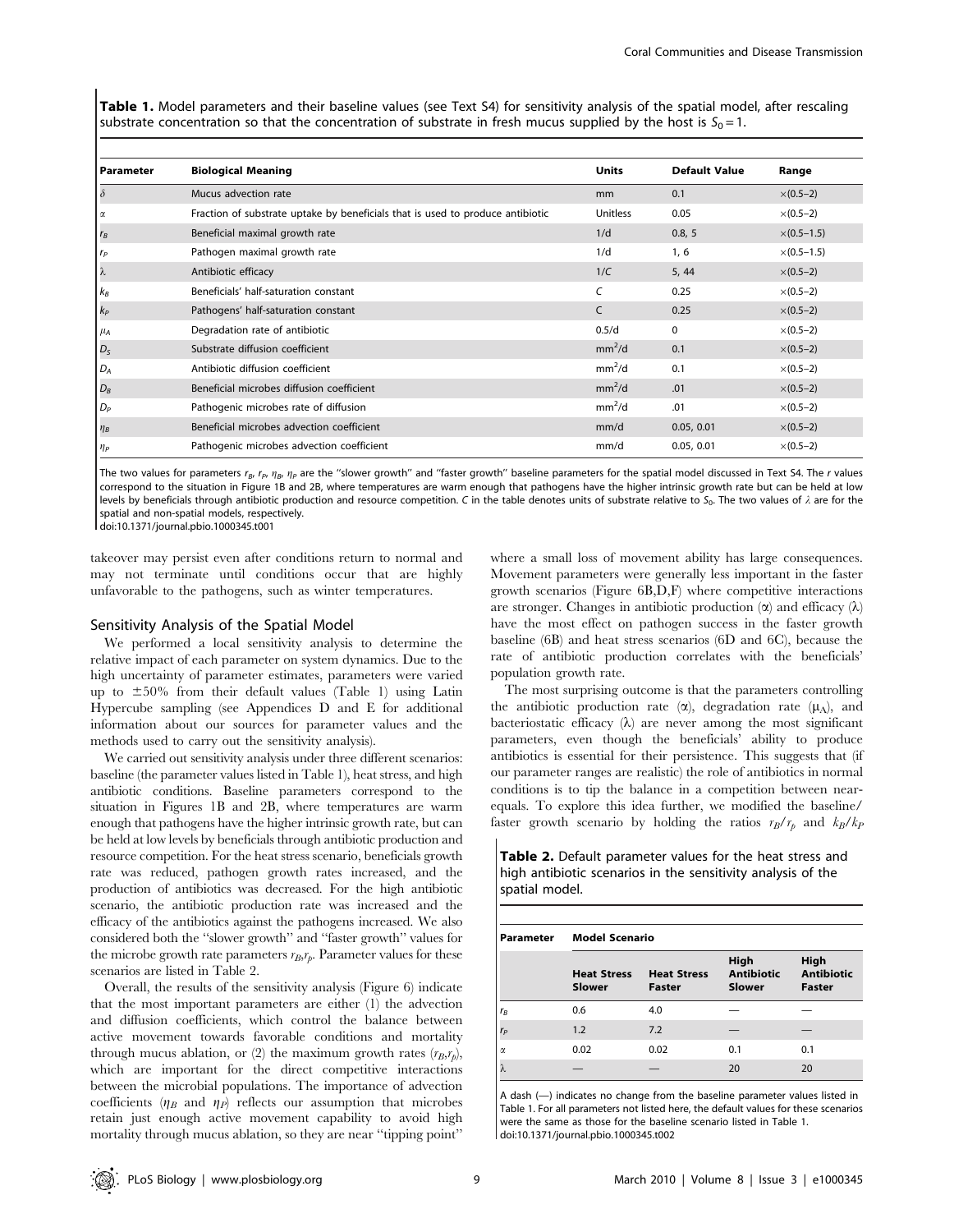**Table 1.** Model parameters and their baseline values (see Text S4) for sensitivity analysis of the spatial model, after rescaling substrate concentration so that the concentration of substrate in fresh mucus supplied by the host is $S_0 = 1$.

| Parameter | Biological Meaning | Units | Default Value | Range |
|---|---|---|---|---|
| $\delta$ | Mucus advection rate | mm | 0.1 | ×(0.5–2) |
| $\alpha$ | Fraction of substrate uptake by beneficials that is used to produce antibiotic | Unitless | 0.05 | ×(0.5–2) |
| $r_B$ | Beneficial maximal growth rate | 1/d | 0.8, 5 | ×(0.5–1.5) |
| $r_P$ | Pathogen maximal growth rate | 1/d | 1, 6 | ×(0.5–1.5) |
| $\lambda$ | Antibiotic efficacy | 1/C | 5, 44 | ×(0.5–2) |
| $k_B$ | Beneficials' half-saturation constant | C | 0.25 | ×(0.5–2) |
| $k_P$ | Pathogens' half-saturation constant | C | 0.25 | ×(0.5–2) |
| $\mu_A$ | Degradation rate of antibiotic | 0.5/d | 0 | ×(0.5–2) |
| $D_S$ | Substrate diffusion coefficient | $mm^2$/d | 0.1 | ×(0.5–2) |
| $D_A$ | Antibiotic diffusion coefficient | $mm^2$/d | 0.1 | ×(0.5–2) |
| $D_B$ | Beneficial microbes diffusion coefficient | $mm^2$/d | .01 | ×(0.5–2) |
| $D_P$ | Pathogenic microbes rate of diffusion | $mm^2$/d | .01 | ×(0.5–2) |
| $\eta_B$ | Beneficial microbes advection coefficient | mm/d | 0.05, 0.01 | ×(0.5–2) |
| $\eta_P$ | Pathogenic microbes advection coefficient | mm/d | 0.05, 0.01 | ×(0.5–2) |

The two values for parameters $r_B$, $r_P$, $\eta_B$, $\eta_P$ are the "slower growth" and "faster growth" baseline parameters for the spatial model discussed in Text S4. The $r$ values correspond to the situation in Figure 1B and 2B, where temperatures are warm enough that pathogens have the higher intrinsic growth rate but can be held at low levels by beneficials through antibiotic production and resource competition. C in the table denotes units of substrate relative to $S_0$. The two values of $\lambda$ are for the spatial and non-spatial models, respectively.
doi:10.1371/journal.pbio.1000345.t001

takeover may persist even after conditions return to normal and may not terminate until conditions occur that are highly unfavorable to the pathogens, such as winter temperatures.

## Sensitivity Analysis of the Spatial Model

We performed a local sensitivity analysis to determine the relative impact of each parameter on system dynamics. Due to the high uncertainty of parameter estimates, parameters were varied up to ±50% from their default values (Table 1) using Latin Hypercube sampling (see Appendices D and E for additional information about our sources for parameter values and the methods used to carry out the sensitivity analysis).

We carried out sensitivity analysis under three different scenarios: baseline (the parameter values listed in Table 1), heat stress, and high antibiotic conditions. Baseline parameters correspond to the situation in Figures 1B and 2B, where temperatures are warm enough that pathogens have the higher intrinsic growth rate, but can be held at low levels by beneficials through antibiotic production and resource competition. For the heat stress scenario, beneficials growth rate was reduced, pathogen growth rates increased, and the production of antibiotics was decreased. For the high antibiotic scenario, the antibiotic production rate was increased and the efficacy of the antibiotics against the pathogens increased. We also considered both the "slower growth" and "faster growth" values for the microbe growth rate parameters $r_B$,$r_p$. Parameter values for these scenarios are listed in Table 2.

Overall, the results of the sensitivity analysis (Figure 6) indicate that the most important parameters are either (1) the advection and diffusion coefficients, which control the balance between active movement towards favorable conditions and mortality through mucus ablation, or (2) the maximum growth rates ($r_B$,$r_p$), which are important for the direct competitive interactions between the microbial populations. The importance of advection coefficients ($\eta_B$ and $\eta_P$) reflects our assumption that microbes retain just enough active movement capability to avoid high mortality through mucus ablation, so they are near "tipping point" where a small loss of movement ability has large consequences. Movement parameters were generally less important in the faster growth scenarios (Figure 6B,D,F) where competitive interactions are stronger. Changes in antibiotic production ($\alpha$) and efficacy ($\lambda$) have the most effect on pathogen success in the faster growth baseline (6B) and heat stress scenarios (6D and 6C), because the rate of antibiotic production correlates with the beneficials' population growth rate.

The most surprising outcome is that the parameters controlling the antibiotic production rate ($\alpha$), degradation rate ($\mu_A$), and bacteriostatic efficacy ($\lambda$) are never among the most significant parameters, even though the beneficials' ability to produce antibiotics is essential for their persistence. This suggests that (if our parameter ranges are realistic) the role of antibiotics in normal conditions is to tip the balance in a competition between near-equals. To explore this idea further, we modified the baseline/faster growth scenario by holding the ratios $r_B/r_p$ and $k_B/k_P$

**Table 2.** Default parameter values for the heat stress and high antibiotic scenarios in the sensitivity analysis of the spatial model.

| Parameter | Model Scenario | | | |
|---|---|---|---|---|
| | Heat Stress Slower | Heat Stress Faster | High Antibiotic Slower | High Antibiotic Faster |
| $r_B$ | 0.6 | 4.0 | — | — |
| $r_P$ | 1.2 | 7.2 | — | — |
| $\alpha$ | 0.02 | 0.02 | 0.1 | 0.1 |
| $\lambda$ | — | — | 20 | 20 |

A dash (—) indicates no change from the baseline parameter values listed in Table 1. For all parameters not listed here, the default values for these scenarios were the same as those for the baseline scenario listed in Table 1.
doi:10.1371/journal.pbio.1000345.t002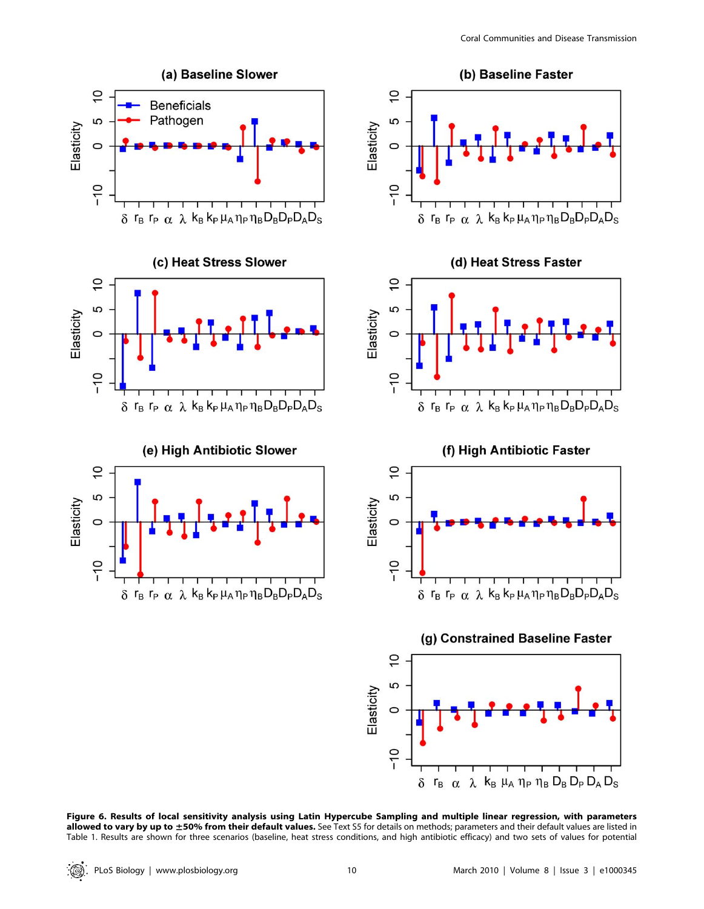**Figure 6. Results of local sensitivity analysis using Latin Hypercube Sampling and multiple linear regression, with parameters allowed to vary by up to ±50% from their default values.** See Text S5 for details on methods; parameters and their default values are listed in Table 1. Results are shown for three scenarios (baseline, heat stress conditions, and high antibiotic efficacy) and two sets of values for potential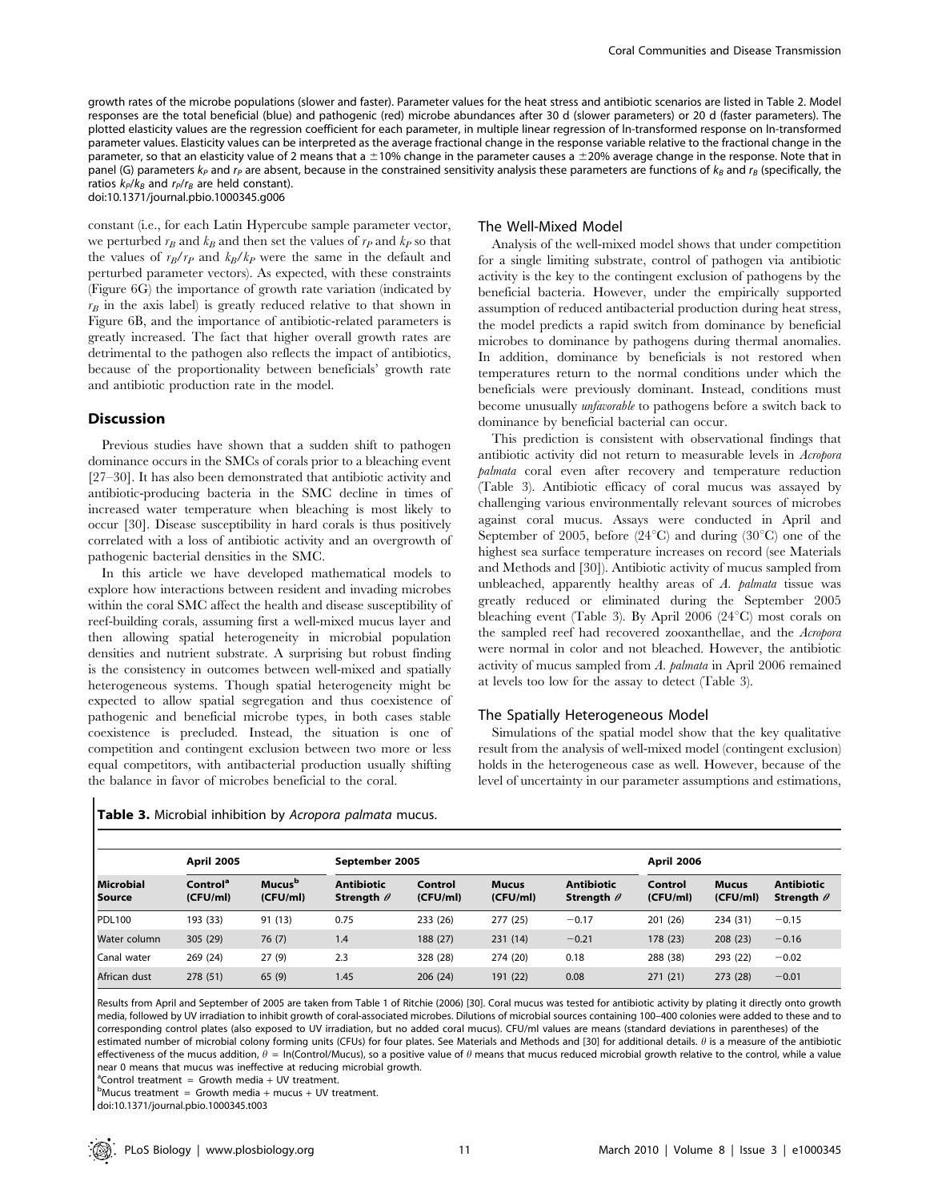growth rates of the microbe populations (slower and faster). Parameter values for the heat stress and antibiotic scenarios are listed in Table 2. Model responses are the total beneficial (blue) and pathogenic (red) microbe abundances after 30 d (slower parameters) or 20 d (faster parameters). The plotted elasticity values are the regression coefficient for each parameter, in multiple linear regression of ln-transformed response on ln-transformed parameter values. Elasticity values can be interpreted as the average fractional change in the response variable relative to the fractional change in the parameter, so that an elasticity value of 2 means that a ±10% change in the parameter causes a ±20% average change in the response. Note that in panel (G) parameters $k_P$ and $r_P$ are absent, because in the constrained sensitivity analysis these parameters are functions of $k_B$ and $r_B$ (specifically, the ratios $k_P/k_B$ and $r_P/r_B$ are held constant).
doi:10.1371/journal.pbio.1000345.g006

constant (i.e., for each Latin Hypercube sample parameter vector, we perturbed $r_B$ and $k_B$ and then set the values of $r_P$ and $k_P$ so that the values of $r_B/r_P$ and $k_B/k_P$ were the same in the default and perturbed parameter vectors). As expected, with these constraints (Figure 6G) the importance of growth rate variation (indicated by $r_B$ in the axis label) is greatly reduced relative to that shown in Figure 6B, and the importance of antibiotic-related parameters is greatly increased. The fact that higher overall growth rates are detrimental to the pathogen also reflects the impact of antibiotics, because of the proportionality between beneficials' growth rate and antibiotic production rate in the model.

## Discussion

Previous studies have shown that a sudden shift to pathogen dominance occurs in the SMCs of corals prior to a bleaching event [27–30]. It has also been demonstrated that antibiotic activity and antibiotic-producing bacteria in the SMC decline in times of increased water temperature when bleaching is most likely to occur [30]. Disease susceptibility in hard corals is thus positively correlated with a loss of antibiotic activity and an overgrowth of pathogenic bacterial densities in the SMC.

In this article we have developed mathematical models to explore how interactions between resident and invading microbes within the coral SMC affect the health and disease susceptibility of reef-building corals, assuming first a well-mixed mucus layer and then allowing spatial heterogeneity in microbial population densities and nutrient substrate. A surprising but robust finding is the consistency in outcomes between well-mixed and spatially heterogeneous systems. Though spatial heterogeneity might be expected to allow spatial segregation and thus coexistence of pathogenic and beneficial microbe types, in both cases stable coexistence is precluded. Instead, the situation is one of competition and contingent exclusion between two more or less equal competitors, with antibacterial production usually shifting the balance in favor of microbes beneficial to the coral.

### The Well-Mixed Model

Analysis of the well-mixed model shows that under competition for a single limiting substrate, control of pathogen via antibiotic activity is the key to the contingent exclusion of pathogens by the beneficial bacteria. However, under the empirically supported assumption of reduced antibacterial production during heat stress, the model predicts a rapid switch from dominance by beneficial microbes to dominance by pathogens during thermal anomalies. In addition, dominance by beneficials is not restored when temperatures return to the normal conditions under which the beneficials were previously dominant. Instead, conditions must become unusually *unfavorable* to pathogens before a switch back to dominance by beneficial bacterial can occur.

This prediction is consistent with observational findings that antibiotic activity did not return to measurable levels in *Acropora palmata* coral even after recovery and temperature reduction (Table 3). Antibiotic efficacy of coral mucus was assayed by challenging various environmentally relevant sources of microbes against coral mucus. Assays were conducted in April and September of 2005, before (24°C) and during (30°C) one of the highest sea surface temperature increases on record (see Materials and Methods and [30]). Antibiotic activity of mucus sampled from unbleached, apparently healthy areas of *A. palmata* tissue was greatly reduced or eliminated during the September 2005 bleaching event (Table 3). By April 2006 (24°C) most corals on the sampled reef had recovered zooxanthellae, and the *Acropora* were normal in color and not bleached. However, the antibiotic activity of mucus sampled from *A. palmata* in April 2006 remained at levels too low for the assay to detect (Table 3).

### The Spatially Heterogeneous Model

Simulations of the spatial model show that the key qualitative result from the analysis of well-mixed model (contingent exclusion) holds in the heterogeneous case as well. However, because of the level of uncertainty in our parameter assumptions and estimations,

**Table 3.** Microbial inhibition by *Acropora palmata* mucus.

| | April 2005 | | | September 2005 | | | April 2006 | | |
|---|---|---|---|---|---|---|---|---|---|
| **Microbial Source** | **Control[a] (CFU/ml)** | **Mucus[b] (CFU/ml)** | **Antibiotic Strength $\theta$** | **Control (CFU/ml)** | **Mucus (CFU/ml)** | **Antibiotic Strength $\theta$** | **Control (CFU/ml)** | **Mucus (CFU/ml)** | **Antibiotic Strength $\theta$** |
| PDL100 | 193 (33) | 91 (13) | 0.75 | 233 (26) | 277 (25) | −0.17 | 201 (26) | 234 (31) | −0.15 |
| Water column | 305 (29) | 76 (7) | 1.4 | 188 (27) | 231 (14) | −0.21 | 178 (23) | 208 (23) | −0.16 |
| Canal water | 269 (24) | 27 (9) | 2.3 | 328 (28) | 274 (20) | 0.18 | 288 (38) | 293 (22) | −0.02 |
| African dust | 278 (51) | 65 (9) | 1.45 | 206 (24) | 191 (22) | 0.08 | 271 (21) | 273 (28) | −0.01 |

Results from April and September of 2005 are taken from Table 1 of Ritchie (2006) [30]. Coral mucus was tested for antibiotic activity by plating it directly onto growth media, followed by UV irradiation to inhibit growth of coral-associated microbes. Dilutions of microbial sources containing 100–400 colonies were added to these and to corresponding control plates (also exposed to UV irradiation, but no added coral mucus). CFU/ml values are means (standard deviations in parentheses) of the estimated number of microbial colony forming units (CFUs) for four plates. See Materials and Methods and [30] for additional details. $\theta$ is a measure of the antibiotic effectiveness of the mucus addition, $\theta$ = ln(Control/Mucus), so a positive value of $\theta$ means that mucus reduced microbial growth relative to the control, while a value near 0 means that mucus was ineffective at reducing microbial growth.

[a]Control treatment = Growth media + UV treatment.

[b]Mucus treatment = Growth media + mucus + UV treatment.

doi:10.1371/journal.pbio.1000345.t003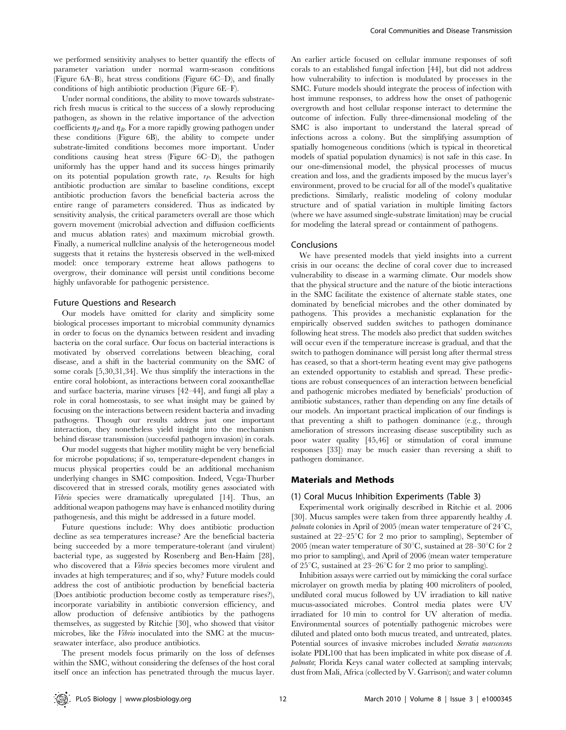we performed sensitivity analyses to better quantify the effects of parameter variation under normal warm-season conditions (Figure 6A–B), heat stress conditions (Figure 6C–D), and finally conditions of high antibiotic production (Figure 6E–F).

Under normal conditions, the ability to move towards substrate-rich fresh mucus is critical to the success of a slowly reproducing pathogen, as shown in the relative importance of the advection coefficients $\eta_P$ and $\eta_B$. For a more rapidly growing pathogen under these conditions (Figure 6B), the ability to compete under substrate-limited conditions becomes more important. Under conditions causing heat stress (Figure 6C–D), the pathogen uniformly has the upper hand and its success hinges primarily on its potential population growth rate, $r_P$. Results for high antibiotic production are similar to baseline conditions, except antibiotic production favors the beneficial bacteria across the entire range of parameters considered. Thus as indicated by sensitivity analysis, the critical parameters overall are those which govern movement (microbial advection and diffusion coefficients and mucus ablation rates) and maximum microbial growth. Finally, a numerical nullcline analysis of the heterogeneous model suggests that it retains the hysteresis observed in the well-mixed model: once temporary extreme heat allows pathogens to overgrow, their dominance will persist until conditions become highly unfavorable for pathogenic persistence.

### Future Questions and Research

Our models have omitted for clarity and simplicity some biological processes important to microbial community dynamics in order to focus on the dynamics between resident and invading bacteria on the coral surface. Our focus on bacterial interactions is motivated by observed correlations between bleaching, coral disease, and a shift in the bacterial community on the SMC of some corals [5,30,31,34]. We thus simplify the interactions in the entire coral holobiont, as interactions between coral zooxanthellae and surface bacteria, marine viruses [42–44], and fungi all play a role in coral homeostasis, to see what insight may be gained by focusing on the interactions between resident bacteria and invading pathogens. Though our results address just one important interaction, they nonetheless yield insight into the mechanism behind disease transmission (successful pathogen invasion) in corals.

Our model suggests that higher motility might be very beneficial for microbe populations; if so, temperature-dependent changes in mucus physical properties could be an additional mechanism underlying changes in SMC composition. Indeed, Vega-Thurber discovered that in stressed corals, motility genes associated with *Vibrio* species were dramatically upregulated [14]. Thus, an additional weapon pathogens may have is enhanced motility during pathogenesis, and this might be addressed in a future model.

Future questions include: Why does antibiotic production decline as sea temperatures increase? Are the beneficial bacteria being succeeded by a more temperature-tolerant (and virulent) bacterial type, as suggested by Rosenberg and Ben-Haim [28], who discovered that a *Vibrio* species becomes more virulent and invades at high temperatures; and if so, why? Future models could address the cost of antibiotic production by beneficial bacteria (Does antibiotic production become costly as temperature rises?), incorporate variability in antibiotic conversion efficiency, and allow production of defensive antibiotics by the pathogens themselves, as suggested by Ritchie [30], who showed that visitor microbes, like the *Vibrio* inoculated into the SMC at the mucus-seawater interface, also produce antibiotics.

The present models focus primarily on the loss of defenses within the SMC, without considering the defenses of the host coral itself once an infection has penetrated through the mucus layer. An earlier article focused on cellular immune responses of soft corals to an established fungal infection [44], but did not address how vulnerability to infection is modulated by processes in the SMC. Future models should integrate the process of infection with host immune responses, to address how the onset of pathogenic overgrowth and host cellular response interact to determine the outcome of infection. Fully three-dimensional modeling of the SMC is also important to understand the lateral spread of infections across a colony. But the simplifying assumption of spatially homogeneous conditions (which is typical in theoretical models of spatial population dynamics) is not safe in this case. In our one-dimensional model, the physical processes of mucus creation and loss, and the gradients imposed by the mucus layer's environment, proved to be crucial for all of the model's qualitative predictions. Similarly, realistic modeling of colony modular structure and of spatial variation in multiple limiting factors (where we have assumed single-substrate limitation) may be crucial for modeling the lateral spread or containment of pathogens.

### Conclusions

We have presented models that yield insights into a current crisis in our oceans: the decline of coral cover due to increased vulnerability to disease in a warming climate. Our models show that the physical structure and the nature of the biotic interactions in the SMC facilitate the existence of alternate stable states, one dominated by beneficial microbes and the other dominated by pathogens. This provides a mechanistic explanation for the empirically observed sudden switches to pathogen dominance following heat stress. The models also predict that sudden switches will occur even if the temperature increase is gradual, and that the switch to pathogen dominance will persist long after thermal stress has ceased, so that a short-term heating event may give pathogens an extended opportunity to establish and spread. These predictions are robust consequences of an interaction between beneficial and pathogenic microbes mediated by beneficials' production of antibiotic substances, rather than depending on any fine details of our models. An important practical implication of our findings is that preventing a shift to pathogen dominance (e.g., through amelioration of stressors increasing disease susceptibility such as poor water quality [45,46] or stimulation of coral immune responses [33]) may be much easier than reversing a shift to pathogen dominance.

## Materials and Methods

### (1) Coral Mucus Inhibition Experiments (Table 3)

Experimental work originally described in Ritchie et al. 2006 [30]. Mucus samples were taken from three apparently healthy *A. palmata* colonies in April of 2005 (mean water temperature of 24°C, sustained at 22–25°C for 2 mo prior to sampling), September of 2005 (mean water temperature of 30°C, sustained at 28–30°C for 2 mo prior to sampling), and April of 2006 (mean water temperature of 25°C, sustained at 23–26°C for 2 mo prior to sampling).

Inhibition assays were carried out by mimicking the coral surface microlayer on growth media by plating 400 microliters of pooled, undiluted coral mucus followed by UV irradiation to kill native mucus-associated microbes. Control media plates were UV irradiated for 10 min to control for UV alteration of media. Environmental sources of potentially pathogenic microbes were diluted and plated onto both mucus treated, and untreated, plates. Potential sources of invasive microbes included *Serratia marscecens* isolate PDL100 that has been implicated in white pox disease of *A. palmata*; Florida Keys canal water collected at sampling intervals; dust from Mali, Africa (collected by V. Garrison); and water column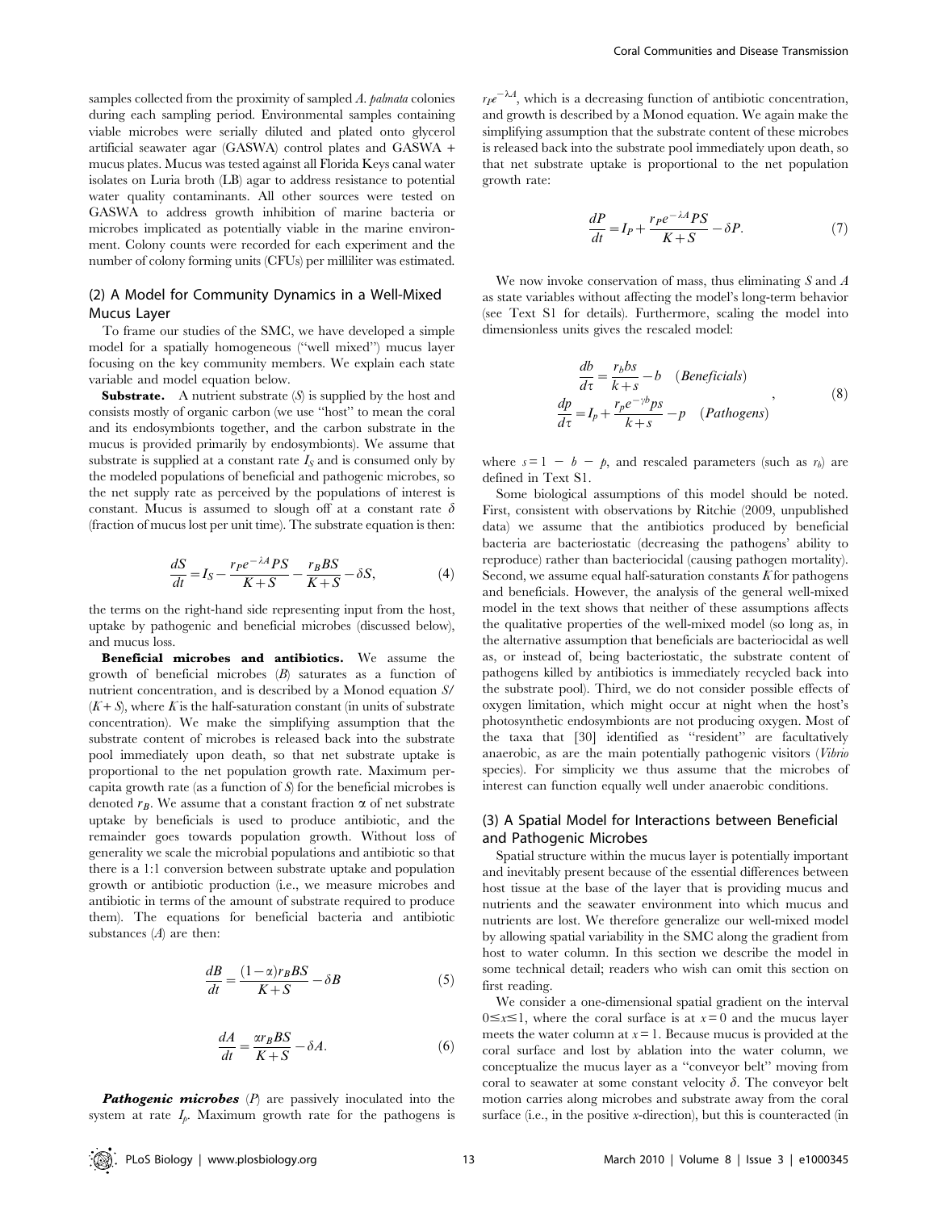samples collected from the proximity of sampled *A. palmata* colonies during each sampling period. Environmental samples containing viable microbes were serially diluted and plated onto glycerol artificial seawater agar (GASWA) control plates and GASWA + mucus plates. Mucus was tested against all Florida Keys canal water isolates on Luria broth (LB) agar to address resistance to potential water quality contaminants. All other sources were tested on GASWA to address growth inhibition of marine bacteria or microbes implicated as potentially viable in the marine environment. Colony counts were recorded for each experiment and the number of colony forming units (CFUs) per milliliter was estimated.

## (2) A Model for Community Dynamics in a Well-Mixed Mucus Layer

To frame our studies of the SMC, we have developed a simple model for a spatially homogeneous ("well mixed") mucus layer focusing on the key community members. We explain each state variable and model equation below.

**Substrate.** A nutrient substrate ($S$) is supplied by the host and consists mostly of organic carbon (we use "host" to mean the coral and its endosymbionts together, and the carbon substrate in the mucus is provided primarily by endosymbionts). We assume that substrate is supplied at a constant rate $I_S$ and is consumed only by the modeled populations of beneficial and pathogenic microbes, so the net supply rate as perceived by the populations of interest is constant. Mucus is assumed to slough off at a constant rate $\delta$ (fraction of mucus lost per unit time). The substrate equation is then:

$$\frac{dS}{dt} = I_S - \frac{r_P e^{-\lambda A} PS}{K+S} - \frac{r_B BS}{K+S} - \delta S, \tag{4}$$

the terms on the right-hand side representing input from the host, uptake by pathogenic and beneficial microbes (discussed below), and mucus loss.

**Beneficial microbes and antibiotics.** We assume the growth of beneficial microbes ($B$) saturates as a function of nutrient concentration, and is described by a Monod equation $S/(K+S)$, where $K$ is the half-saturation constant (in units of substrate concentration). We make the simplifying assumption that the substrate content of microbes is released back into the substrate pool immediately upon death, so that net substrate uptake is proportional to the net population growth rate. Maximum per-capita growth rate (as a function of $S$) for the beneficial microbes is denoted $r_B$. We assume that a constant fraction $\alpha$ of net substrate uptake by beneficials is used to produce antibiotic, and the remainder goes towards population growth. Without loss of generality we scale the microbial populations and antibiotic so that there is a 1:1 conversion between substrate uptake and population growth or antibiotic production (i.e., we measure microbes and antibiotic in terms of the amount of substrate required to produce them). The equations for beneficial bacteria and antibiotic substances ($A$) are then:

$$\frac{dB}{dt} = \frac{(1-\alpha) r_B BS}{K+S} - \delta B \tag{5}$$

$$\frac{dA}{dt} = \frac{\alpha r_B BS}{K+S} - \delta A. \tag{6}$$

***Pathogenic microbes*** ($P$) are passively inoculated into the system at rate $I_p$. Maximum growth rate for the pathogens is $r_P e^{-\lambda A}$, which is a decreasing function of antibiotic concentration, and growth is described by a Monod equation. We again make the simplifying assumption that the substrate content of these microbes is released back into the substrate pool immediately upon death, so that net substrate uptake is proportional to the net population growth rate:

$$\frac{dP}{dt} = I_P + \frac{r_P e^{-\lambda A} PS}{K+S} - \delta P. \tag{7}$$

We now invoke conservation of mass, thus eliminating $S$ and $A$ as state variables without affecting the model's long-term behavior (see Text S1 for details). Furthermore, scaling the model into dimensionless units gives the rescaled model:

$$\begin{aligned} \frac{db}{d\tau} &= \frac{r_b bs}{k+s} - b \quad (\textit{Beneficials}) \\ \frac{dp}{d\tau} &= I_p + \frac{r_p e^{-\gamma b} ps}{k+s} - p \quad (\textit{Pathogens}) \end{aligned}, \tag{8}$$

where $s = 1 - b - p$, and rescaled parameters (such as $r_b$) are defined in Text S1.

Some biological assumptions of this model should be noted. First, consistent with observations by Ritchie (2009, unpublished data) we assume that the antibiotics produced by beneficial bacteria are bacteriostatic (decreasing the pathogens' ability to reproduce) rather than bacteriocidal (causing pathogen mortality). Second, we assume equal half-saturation constants $K$ for pathogens and beneficials. However, the analysis of the general well-mixed model in the text shows that neither of these assumptions affects the qualitative properties of the well-mixed model (so long as, in the alternative assumption that beneficials are bacteriocidal as well as, or instead of, being bacteriostatic, the substrate content of pathogens killed by antibiotics is immediately recycled back into the substrate pool). Third, we do not consider possible effects of oxygen limitation, which might occur at night when the host's photosynthetic endosymbionts are not producing oxygen. Most of the taxa that [30] identified as "resident" are facultatively anaerobic, as are the main potentially pathogenic visitors (*Vibrio* species). For simplicity we thus assume that the microbes of interest can function equally well under anaerobic conditions.

## (3) A Spatial Model for Interactions between Beneficial and Pathogenic Microbes

Spatial structure within the mucus layer is potentially important and inevitably present because of the essential differences between host tissue at the base of the layer that is providing mucus and nutrients and the seawater environment into which mucus and nutrients are lost. We therefore generalize our well-mixed model by allowing spatial variability in the SMC along the gradient from host to water column. In this section we describe the model in some technical detail; readers who wish can omit this section on first reading.

We consider a one-dimensional spatial gradient on the interval $0 \le x \le 1$, where the coral surface is at $x=0$ and the mucus layer meets the water column at $x=1$. Because mucus is provided at the coral surface and lost by ablation into the water column, we conceptualize the mucus layer as a "conveyor belt" moving from coral to seawater at some constant velocity $\delta$. The conveyor belt motion carries along microbes and substrate away from the coral surface (i.e., in the positive $x$-direction), but this is counteracted (in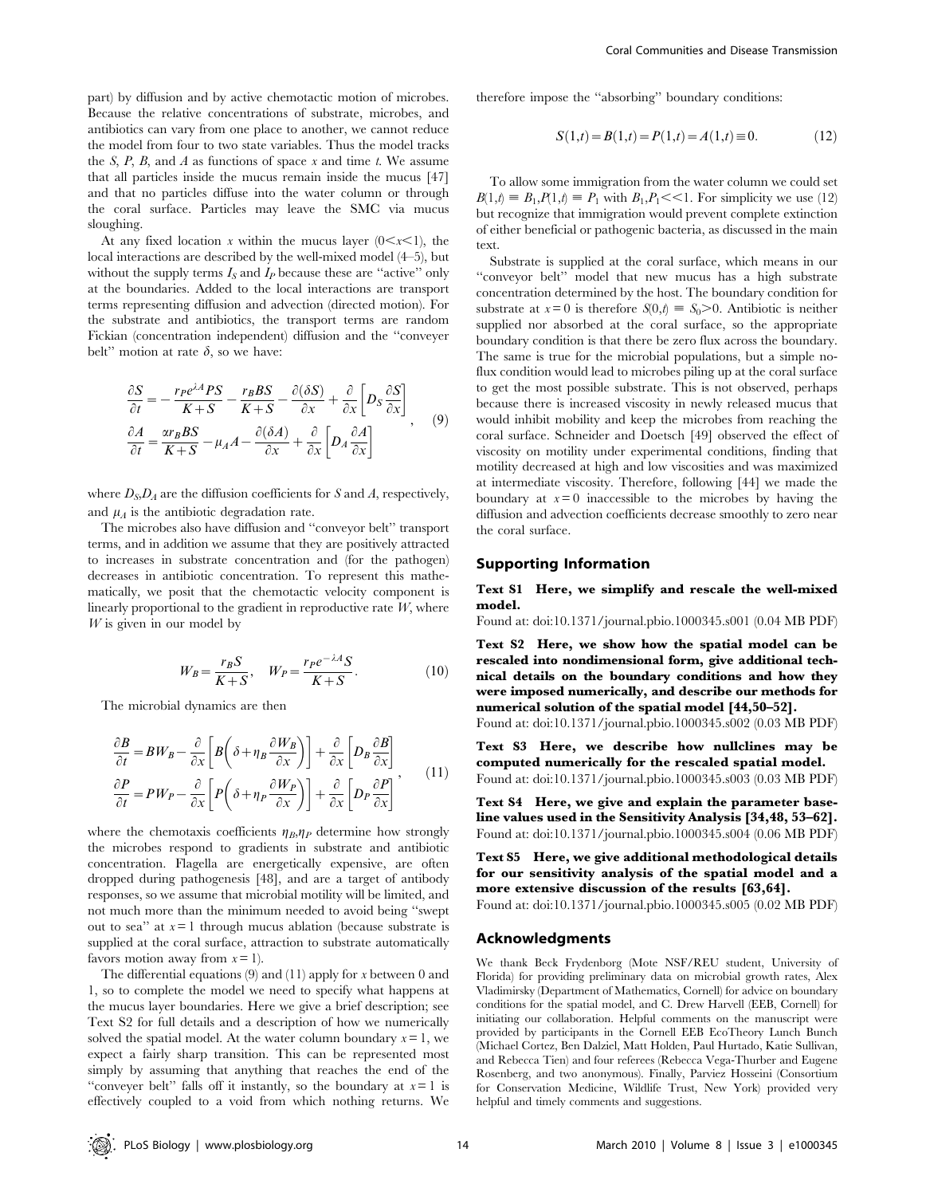part) by diffusion and by active chemotactic motion of microbes. Because the relative concentrations of substrate, microbes, and antibiotics can vary from one place to another, we cannot reduce the model from four to two state variables. Thus the model tracks the $S$, $P$, $B$, and $A$ as functions of space $x$ and time $t$. We assume that all particles inside the mucus remain inside the mucus [47] and that no particles diffuse into the water column or through the coral surface. Particles may leave the SMC via mucus sloughing.

At any fixed location $x$ within the mucus layer ($0<x<1$), the local interactions are described by the well-mixed model (4–5), but without the supply terms $I_S$ and $I_P$ because these are "active" only at the boundaries. Added to the local interactions are transport terms representing diffusion and advection (directed motion). For the substrate and antibiotics, the transport terms are random Fickian (concentration independent) diffusion and the "conveyer belt" motion at rate $\delta$, so we have:

$$\frac{\partial S}{\partial t} = -\frac{r_P e^{\lambda A} PS}{K+S} - \frac{r_B BS}{K+S} - \frac{\partial(\delta S)}{\partial x} + \frac{\partial}{\partial x}\left[D_S \frac{\partial S}{\partial x}\right]$$
$$\frac{\partial A}{\partial t} = \frac{\alpha r_B BS}{K+S} - \mu_A A - \frac{\partial(\delta A)}{\partial x} + \frac{\partial}{\partial x}\left[D_A \frac{\partial A}{\partial x}\right] \quad (9)$$

where $D_S$,$D_A$ are the diffusion coefficients for $S$ and $A$, respectively, and $\mu_A$ is the antibiotic degradation rate.

The microbes also have diffusion and "conveyor belt" transport terms, and in addition we assume that they are positively attracted to increases in substrate concentration and (for the pathogen) decreases in antibiotic concentration. To represent this mathematically, we posit that the chemotactic velocity component is linearly proportional to the gradient in reproductive rate $W$, where $W$ is given in our model by

$$W_B = \frac{r_B S}{K+S}, \quad W_P = \frac{r_P e^{-\lambda A} S}{K+S}. \quad (10)$$

The microbial dynamics are then

$$\frac{\partial B}{\partial t} = BW_B - \frac{\partial}{\partial x}\left[B\left(\delta + \eta_B \frac{\partial W_B}{\partial x}\right)\right] + \frac{\partial}{\partial x}\left[D_B \frac{\partial B}{\partial x}\right]$$
$$\frac{\partial P}{\partial t} = PW_P - \frac{\partial}{\partial x}\left[P\left(\delta + \eta_P \frac{\partial W_P}{\partial x}\right)\right] + \frac{\partial}{\partial x}\left[D_P \frac{\partial P}{\partial x}\right] \quad (11)$$

where the chemotaxis coefficients $\eta_B$,$\eta_P$ determine how strongly the microbes respond to gradients in substrate and antibiotic concentration. Flagella are energetically expensive, are often dropped during pathogenesis [48], and are a target of antibody responses, so we assume that microbial motility will be limited, and not much more than the minimum needed to avoid being "swept out to sea" at $x=1$ through mucus ablation (because substrate is supplied at the coral surface, attraction to substrate automatically favors motion away from $x=1$).

The differential equations (9) and (11) apply for $x$ between 0 and 1, so to complete the model we need to specify what happens at the mucus layer boundaries. Here we give a brief description; see Text S2 for full details and a description of how we numerically solved the spatial model. At the water column boundary $x=1$, we expect a fairly sharp transition. This can be represented most simply by assuming that anything that reaches the end of the "conveyer belt" falls off it instantly, so the boundary at $x=1$ is effectively coupled to a void from which nothing returns. We therefore impose the "absorbing" boundary conditions:

$$S(1,t) = B(1,t) = P(1,t) = A(1,t) \equiv 0. \quad (12)$$

To allow some immigration from the water column we could set $B(1,t) \equiv B_1$,$P(1,t) \equiv P_1$ with $B_1$,$P_1 << 1$. For simplicity we use (12) but recognize that immigration would prevent complete extinction of either beneficial or pathogenic bacteria, as discussed in the main text.

Substrate is supplied at the coral surface, which means in our "conveyor belt" model that new mucus has a high substrate concentration determined by the host. The boundary condition for substrate at $x=0$ is therefore $S(0,t) \equiv S_0 > 0$. Antibiotic is neither supplied nor absorbed at the coral surface, so the appropriate boundary condition is that there be zero flux across the boundary. The same is true for the microbial populations, but a simple no-flux condition would lead to microbes piling up at the coral surface to get the most possible substrate. This is not observed, perhaps because there is increased viscosity in newly released mucus that would inhibit mobility and keep the microbes from reaching the coral surface. Schneider and Doetsch [49] observed the effect of viscosity on motility under experimental conditions, finding that motility decreased at high and low viscosities and was maximized at intermediate viscosity. Therefore, following [44] we made the boundary at $x=0$ inaccessible to the microbes by having the diffusion and advection coefficients decrease smoothly to zero near the coral surface.

## Supporting Information

**Text S1 Here, we simplify and rescale the well-mixed model.**
Found at: doi:10.1371/journal.pbio.1000345.s001 (0.04 MB PDF)

**Text S2 Here, we show how the spatial model can be rescaled into nondimensional form, give additional technical details on the boundary conditions and how they were imposed numerically, and describe our methods for numerical solution of the spatial model [44,50–52].**
Found at: doi:10.1371/journal.pbio.1000345.s002 (0.03 MB PDF)

**Text S3 Here, we describe how nullclines may be computed numerically for the rescaled spatial model.**
Found at: doi:10.1371/journal.pbio.1000345.s003 (0.03 MB PDF)

**Text S4 Here, we give and explain the parameter baseline values used in the Sensitivity Analysis [34,48, 53–62].**
Found at: doi:10.1371/journal.pbio.1000345.s004 (0.06 MB PDF)

**Text S5 Here, we give additional methodological details for our sensitivity analysis of the spatial model and a more extensive discussion of the results [63,64].**
Found at: doi:10.1371/journal.pbio.1000345.s005 (0.02 MB PDF)

## Acknowledgments

We thank Beck Frydenborg (Mote NSF/REU student, University of Florida) for providing preliminary data on microbial growth rates, Alex Vladimirsky (Department of Mathematics, Cornell) for advice on boundary conditions for the spatial model, and C. Drew Harvell (EEB, Cornell) for initiating our collaboration. Helpful comments on the manuscript were provided by participants in the Cornell EEB EcoTheory Lunch Bunch (Michael Cortez, Ben Dalziel, Matt Holden, Paul Hurtado, Katie Sullivan, and Rebecca Tien) and four referees (Rebecca Vega-Thurber and Eugene Rosenberg, and two anonymous). Finally, Parviez Hosseini (Consortium for Conservation Medicine, Wildlife Trust, New York) provided very helpful and timely comments and suggestions.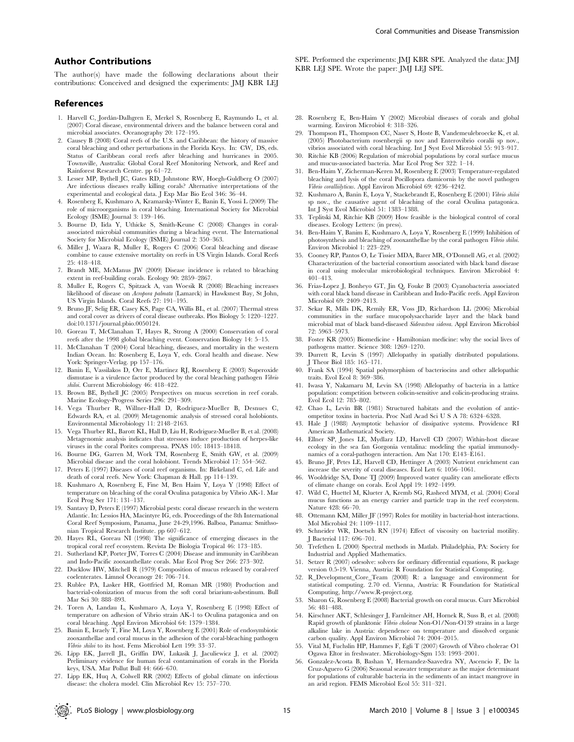## Author Contributions

The author(s) have made the following declarations about their contributions: Conceived and designed the experiments: JMJ KBR LEJ SPE. Performed the experiments: JMJ KBR SPE. Analyzed the data: JMJ KBR LEJ SPE. Wrote the paper: JMJ LEJ SPE.

## References

1. Harvell C, Jordán-Dalhgren E, Merkel S, Rosenberg E, Raymundo L, et al. (2007) Coral disease, environmental drivers and the balance between coral and microbial associates. Oceanography 20: 172–195.
2. Causey B (2008) Coral reefs of the U.S. and Caribbean: the history of massive coral bleaching and other perturbations in the Florida Keys. In: CW, DS, eds. Status of Caribbean coral reefs after bleaching and hurricanes in 2005. Townsville, Australia: Global Coral Reef Monitoring Network, and Reef and Rainforest Research Centre. pp 61–72.
3. Lesser MP, Bythell JC, Gates RD, Johnstone RW, Hoegh-Guldberg O (2007) Are infectious diseases really killing corals? Alternative interpretations of the experimental and ecological data. J Exp Mar Bio Ecol 346: 36–44.
4. Rosenberg E, Kushmaro A, Kramarsky-Winter E, Banin E, Yossi L (2009) The role of microorganisms in coral bleaching. International Society for Microbial Ecology (ISME) Journal 3: 139–146.
5. Bourne D, Iida Y, Uthicke S, Smith-Keune C (2008) Changes in coral-associated microbial communities during a bleaching event. The International Society for Microbial Ecology (ISME) Journal 2: 350–363.
6. Miller J, Waara R, Muller E, Rogers C (2006) Coral bleaching and disease combine to cause extensive mortality on reefs in US Virgin Islands. Coral Reefs 25: 418–418.
7. Brandt ME, McManus JW (2009) Disease incidence is related to bleaching extent in reef-building corals. Ecology 90: 2859–2867.
8. Muller E, Rogers C, Spitzack A, van Woesik R (2008) Bleaching increases likelihood of disease on *Acropora palmata* (Lamarck) in Hawksnest Bay, St John, US Virgin Islands. Coral Reefs 27: 191–195.
9. Bruno JF, Selig ER, Casey KS, Page CA, Willis BL, et al. (2007) Thermal stress and coral cover as drivers of coral disease outbreaks. Plos Biology 5: 1220–1227. doi:10.1371/journal.pbio.0050124.
10. Goreau T, McClanahan T, Hayes R, Strong A (2000) Conservation of coral reefs after the 1998 global bleaching event. Conservation Biology 14: 5–15.
11. McClanahan T (2004) Coral bleaching, diseases, and mortality in the western Indian Ocean. In: Rosenberg E, Loya Y, eds. Coral health and disease. New York: Springer-Verlag. pp 157–176.
12. Banin E, Vassilakos D, Orr E, Martinez RJ, Rosenberg E (2003) Superoxide dismutase is a virulence factor produced by the coral bleaching pathogen *Vibrio shiloi*. Current Microbiology 46: 418–422.
13. Brown BE, Bythell JC (2005) Perspectives on mucus secretion in reef corals. Marine Ecology-Progress Series 296: 291–309.
14. Vega Thurber R, Willner-Hall D, Rodriguez-Mueller B, Desnues C, Edwards RA, et al. (2009) Metagenomic analysis of stressed coral holobionts. Environmental Microbiology 11: 2148–2163.
15. Vega Thurber RL, Barott KL, Hall D, Liu H, Rodriguez-Mueller B, et al. (2008) Metagenomic analysis indicates that stressors induce production of herpes-like viruses in the coral Porites compressa. PNAS 105: 18413–18418.
16. Bourne DG, Garren M, Work TM, Rosenberg E, Smith GW, et al. (2009) Microbial disease and the coral holobiont. Trends Microbiol 17: 554–562.
17. Peters E (1997) Diseases of coral reef organisms. In: Birkeland C, ed. Life and death of coral reefs. New York: Chapman & Hall. pp 114–139.
18. Kushmaro A, Rosenberg E, Fine M, Ben Haim Y, Loya Y (1998) Effect of temperature on bleaching of the coral Oculina patagonica by Vibrio AK-1. Mar Ecol Prog Ser 171: 131–137.
19. Santavy D, Peters E (1997) Microbial pests: coral disease research in the western Atlantic. In: Lessios HA, Macintyre IG, eds. Proceedings of the 8th International Coral Reef Symposium, Panama, June 24-29,1996. Balboa, Panama: Smithsonian Tropical Research Institute. pp 607–612.
20. Hayes RL, Goreau NI (1998) The significance of emerging diseases in the tropical coral reef ecosystem. Revista De Biologia Tropical 46: 173–185.
21. Sutherland KP, Porter JW, Torres C (2004) Disease and immunity in Caribbean and Indo-Pacific zooxanthellate corals. Mar Ecol Prog Ser 266: 273–302.
22. Ducklow HW, Mitchell R (1979) Composition of mucus released by coral-reef coelenterates. Limnol Oceanogr 24: 706–714.
23. Rublee PA, Lasker HR, Gottfried M, Roman MR (1980) Production and bacterial-colonization of mucus from the soft coral briarium-asbestinum. Bull Mar Sci 30: 888–893.
24. Toren A, Landau L, Kushmaro A, Loya Y, Rosenberg E (1998) Effect of temperature on adhesion of Vibrio strain AK-1 to Oculina patagonica and on coral bleaching. Appl Environ Microbiol 64: 1379–1384.
25. Banin E, Israely T, Fine M, Loya Y, Rosenberg E (2001) Role of endosymbiotic zooxanthellae and coral mucus in the adhesion of the coral-bleaching pathogen *Vibrio shiloi* to its host. Fems Microbiol Lett 199: 33–37.
26. Lipp EK, Jarrell JL, Griffin DW, Lukasik J, Jacuiliewicz J, et al. (2002) Preliminary evidence for human fecal contamination of corals in the Florida keys, USA. Mar Pollut Bull 44: 666–670.
27. Lipp EK, Huq A, Colwell RR (2002) Effects of global climate on infectious disease: the cholera model. Clin Microbiol Rev 15: 757–770.
28. Rosenberg E, Ben-Haim Y (2002) Microbial diseases of corals and global warming. Environ Microbiol 4: 318–326.
29. Thompson FL, Thompson CC, Naser S, Hoste B, Vandemeulebroecke K, et al. (2005) Photobacterium rosenbergii sp nov and Enterovibrio coralii sp nov., vibrios associated with coral bleaching. Int J Syst Evol Microbiol 55: 913–917.
30. Ritchie KB (2006) Regulation of microbial populations by coral surface mucus and mucus-associated bacteria. Mar Ecol Prog Ser 322: 1–14.
31. Ben-Haim Y, Zicherman-Keren M, Rosenberg E (2003) Temperature-regulated bleaching and lysis of the coral Pocillopora damicornis by the novel pathogen *Vibrio coralliilyticus*. Appl Environ Microbiol 69: 4236–4242.
32. Kushmaro A, Banin E, Loya Y, Stackebrandt E, Rosenberg E (2001) *Vibrio shiloi* sp nov., the causative agent of bleaching of the coral Oculina patagonica. Int J Syst Evol Microbiol 51: 1383–1388.
33. Teplitski M, Ritchie KB (2009) How feasible is the biological control of coral diseases. Ecology Letters: (in press).
34. Ben-Haim Y, Banim E, Kushmaro A, Loya Y, Rosenberg E (1999) Inhibition of photosynthesis and bleaching of zooxanthellae by the coral pathogen *Vibrio shiloi*. Environ Microbiol 1: 223–229.
35. Cooney RP, Pantos O, Le Tissier MDA, Barer MR, O'Donnell AG, et al. (2002) Characterization of the bacterial consortium associated with black band disease in coral using molecular microbiological techniques. Environ Microbiol 4: 401–413.
36. Frias-Lopez J, Bonheyo GT, Jin Q, Fouke B (2003) Cyanobacteria associated with coral black band disease in Caribbean and Indo-Pacific reefs. Appl Environ Microbiol 69: 2409–2413.
37. Sekar R, Mills DK, Remily ER, Voss JD, Richardson LL (2006) Microbial communities in the surface mucopolysaccharide layer and the black band microbial mat of black band-diseased *Siderastrea siderea*. Appl Environ Microbiol 72: 5963–5973.
38. Foster KR (2005) Biomedicine - Hamiltonian medicine: why the social lives of pathogens matter. Science 308: 1269–1270.
39. Durrett R, Levin S (1997) Allelopathy in spatially distributed populations. J Theor Biol 185: 165–171.
40. Frank SA (1994) Spatial polymorphism of bacteriocins and other allelopathic traits. Evol Ecol 8: 369–386.
41. Iwasa Y, Nakamaru M, Levin SA (1998) Allelopathy of bacteria in a lattice population: competition between colicin-sensitive and colicin-producing strains. Evol Ecol 12: 785–802.
42. Chao L, Levin BR (1981) Structured habitats and the evolution of anticompetitor toxins in bacteria. Proc Natl Acad Sci U S A 78: 6324–6328.
43. Hale J (1988) Asymptotic behavior of dissipative systems. Providence RI American Mathematical Society.
44. Ellner SP, Jones LE, Mydlarz LD, Harvell CD (2007) Within-host disease ecology in the sea fan Gorgonia ventalina: modeling the spatial immunodynamics of a coral-pathogen interaction. Am Nat 170: E143–E161.
45. Bruno JF, Petes LE, Harvell CD, Hettinger A (2003) Nutrient enrichment can increase the severity of coral diseases. Ecol Lett 6: 1056–1061.
46. Wooldridge SA, Done TJ (2009) Improved water quality can ameliorate effects of climate change on corals. Ecol Appl 19: 1492–1499.
47. Wild C, Huettel M, Klueter A, Kremb SG, Rasheed MYM, et al. (2004) Coral mucus functions as an energy carrier and particle trap in the reef ecosystem. Nature 428: 66–70.
48. Ottemann KM, Miller JF (1997) Roles for motility in bacterial-host interactions. Mol Microbiol 24: 1109–1117.
49. Schneider WR, Doetsch RN (1974) Effect of viscosity on bacterial motility. J Bacteriol 117: 696–701.
50. Trefethen L (2000) Spectral methods in Matlab. Philadelphia, PA: Society for Industrial and Applied Mathematics.
51. Setzer R (2007) odesolve: solvers for ordinary differential equations, R package version 0.5-19. Vienna, Austria: R Foundation for Statistical Computing.
52. R_Development_Core_Team (2008) R: a language and environment for statistical computing. 2.70 ed. Vienna, Austria: R Foundation for Statistical Computing, http://www.R-project.org.
53. Sharon G, Rosenberg E (2008) Bacterial growth on coral mucus. Curr Microbiol 56: 481–488.
54. Kirschner AKT, Schlesinger J, Farnleitner AH, Hornek R, Suss B, et al. (2008) Rapid growth of planktonic *Vibrio cholerae* Non-O1/Non-O139 strains in a large alkaline lake in Austria: dependence on temperature and dissolved organic carbon quality. Appl Environ Microbiol 74: 2004–2015.
55. Vital M, Fuchslin HP, Hammes F, Egli T (2007) Growth of Vibro cholerae O1 Ogawa Eltor in freshwater. Microbiology-Sgm 153: 1993–2001.
56. Gonzalez-Acosta B, Bashan Y, Hernandez-Saavedra NY, Ascencio F, De la Cruz-Aguero G (2006) Seasonal seawater temperature as the major determinant for populations of culturable bacteria in the sediments of an intact mangrove in an arid region. FEMS Microbiol Ecol 55: 311–321.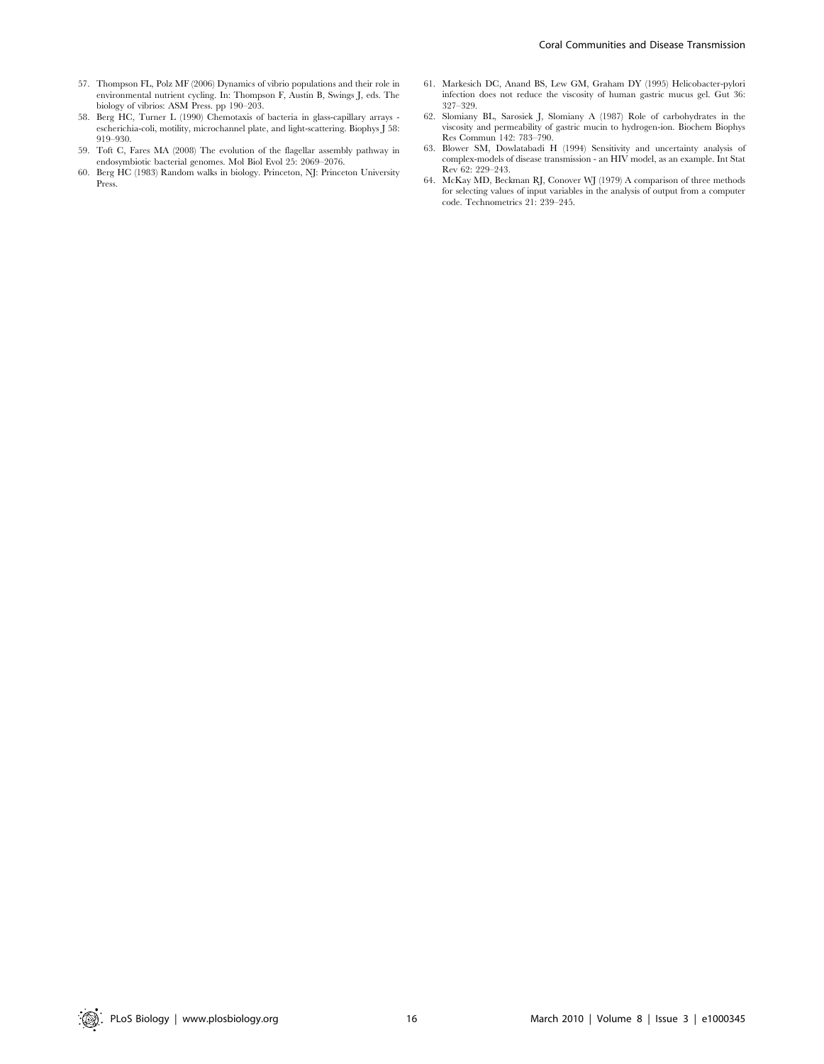57. Thompson FL, Polz MF (2006) Dynamics of vibrio populations and their role in environmental nutrient cycling. In: Thompson F, Austin B, Swings J, eds. The biology of vibrios: ASM Press. pp 190–203.
58. Berg HC, Turner L (1990) Chemotaxis of bacteria in glass-capillary arrays - escherichia-coli, motility, microchannel plate, and light-scattering. Biophys J 58: 919–930.
59. Toft C, Fares MA (2008) The evolution of the flagellar assembly pathway in endosymbiotic bacterial genomes. Mol Biol Evol 25: 2069–2076.
60. Berg HC (1983) Random walks in biology. Princeton, NJ: Princeton University Press.
61. Markesich DC, Anand BS, Lew GM, Graham DY (1995) Helicobacter-pylori infection does not reduce the viscosity of human gastric mucus gel. Gut 36: 327–329.
62. Slomiany BL, Sarosiek J, Slomiany A (1987) Role of carbohydrates in the viscosity and permeability of gastric mucin to hydrogen-ion. Biochem Biophys Res Commun 142: 783–790.
63. Blower SM, Dowlatabadi H (1994) Sensitivity and uncertainty analysis of complex-models of disease transmission - an HIV model, as an example. Int Stat Rev 62: 229–243.
64. McKay MD, Beckman RJ, Conover WJ (1979) A comparison of three methods for selecting values of input variables in the analysis of output from a computer code. Technometrics 21: 239–245.